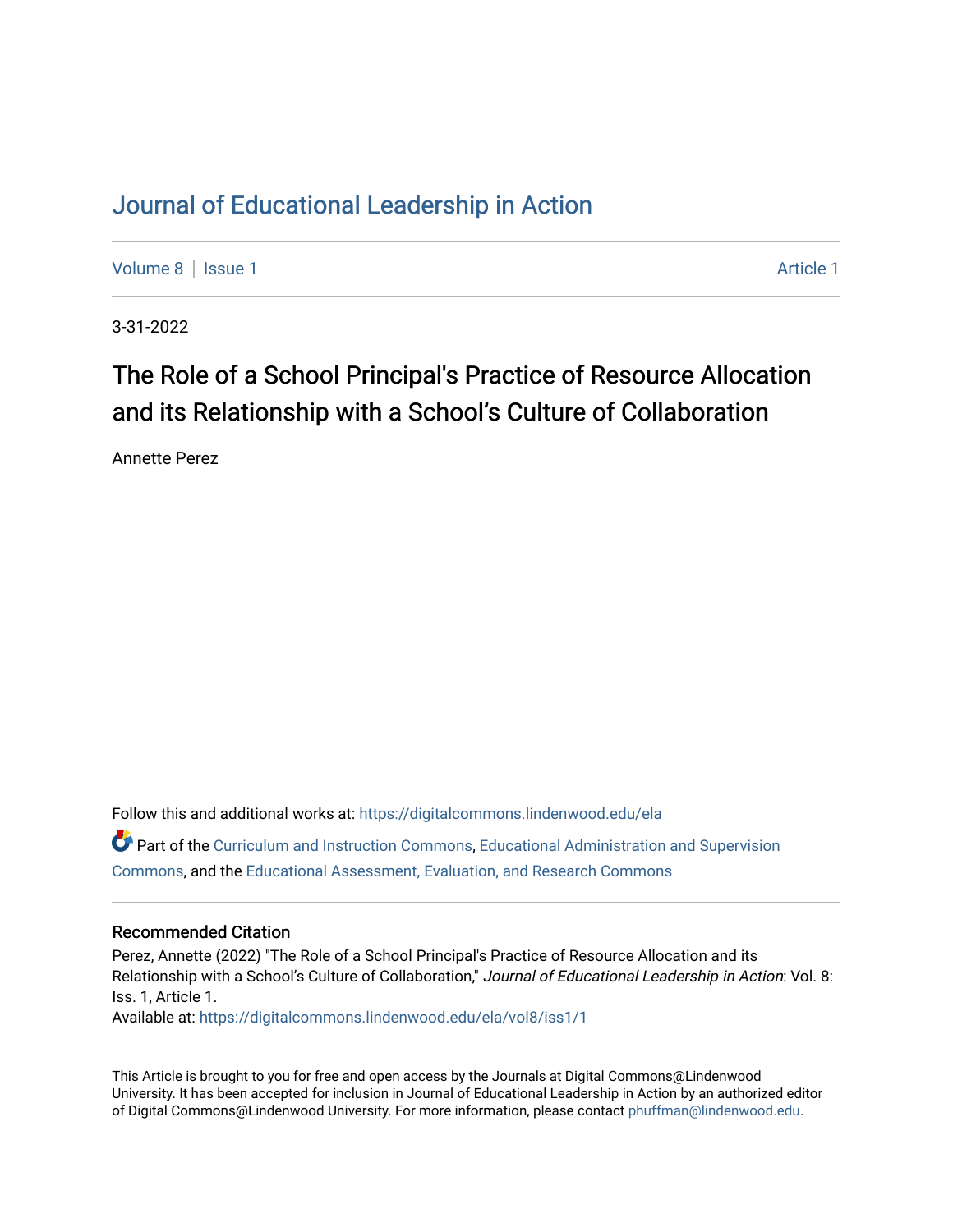# Journal of Educational Leadership in Action

Volume 8 | Issue 1 Article 1

3-31-2022

## The Role of a School Principal's Practice of Resource Allocation and its Relationship with a School's Culture of Collaboration

Annette Perez

Follow this and additional works at: https://digitalcommons.lindenwood.edu/ela

Part of the Curriculum and Instruction Commons, Educational Administration and Supervision Commons, and the Educational Assessment, Evaluation, and Research Commons

### Recommended Citation

Perez, Annette (2022) "The Role of a School Principal's Practice of Resource Allocation and its Relationship with a School's Culture of Collaboration," *Journal of Educational Leadership in Action*: Vol. 8: Iss. 1, Article 1.

Available at: https://digitalcommons.lindenwood.edu/ela/vol8/iss1/1

This Article is brought to you for free and open access by the Journals at Digital Commons@Lindenwood University. It has been accepted for inclusion in Journal of Educational Leadership in Action by an authorized editor of Digital Commons@Lindenwood University. For more information, please contact phuffman@lindenwood.edu.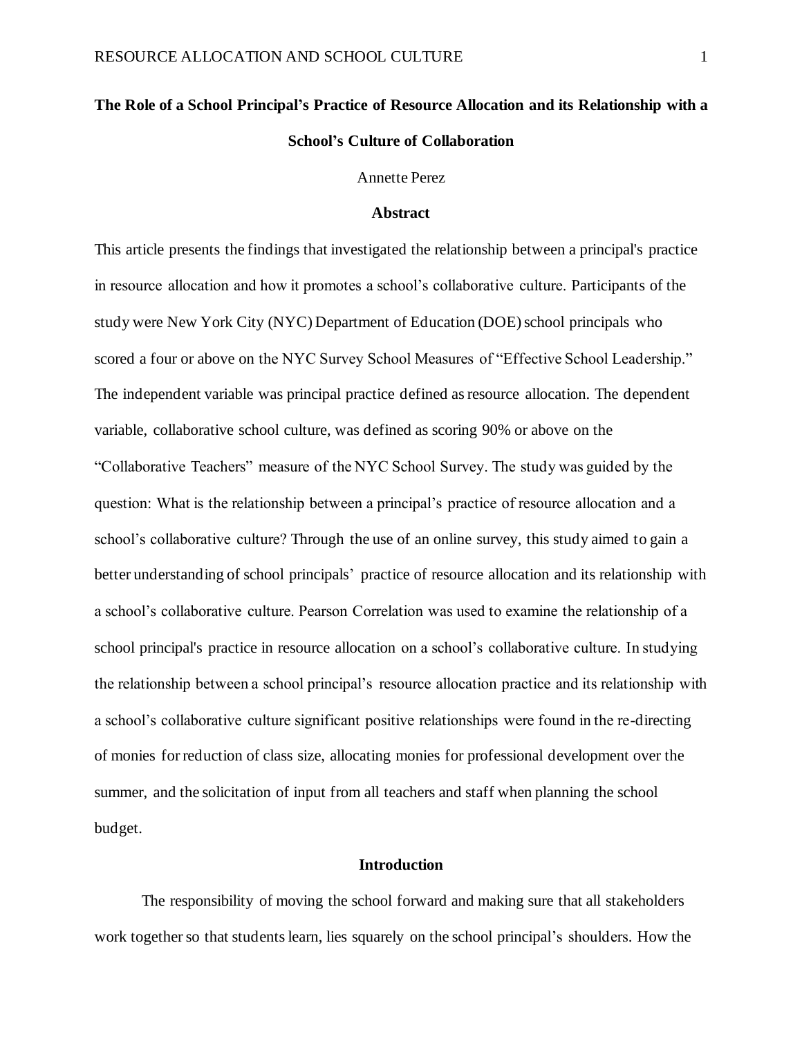# The Role of a School Principal's Practice of Resource Allocation and its Relationship with a School's Culture of Collaboration

Annette Perez

## Abstract

This article presents the findings that investigated the relationship between a principal's practice in resource allocation and how it promotes a school's collaborative culture. Participants of the study were New York City (NYC) Department of Education (DOE) school principals who scored a four or above on the NYC Survey School Measures of "Effective School Leadership." The independent variable was principal practice defined as resource allocation. The dependent variable, collaborative school culture, was defined as scoring 90% or above on the "Collaborative Teachers" measure of the NYC School Survey. The study was guided by the question: What is the relationship between a principal's practice of resource allocation and a school's collaborative culture? Through the use of an online survey, this study aimed to gain a better understanding of school principals' practice of resource allocation and its relationship with a school's collaborative culture. Pearson Correlation was used to examine the relationship of a school principal's practice in resource allocation on a school's collaborative culture. In studying the relationship between a school principal's resource allocation practice and its relationship with a school's collaborative culture significant positive relationships were found in the re-directing of monies for reduction of class size, allocating monies for professional development over the summer, and the solicitation of input from all teachers and staff when planning the school budget.

## Introduction

The responsibility of moving the school forward and making sure that all stakeholders work together so that students learn, lies squarely on the school principal's shoulders. How the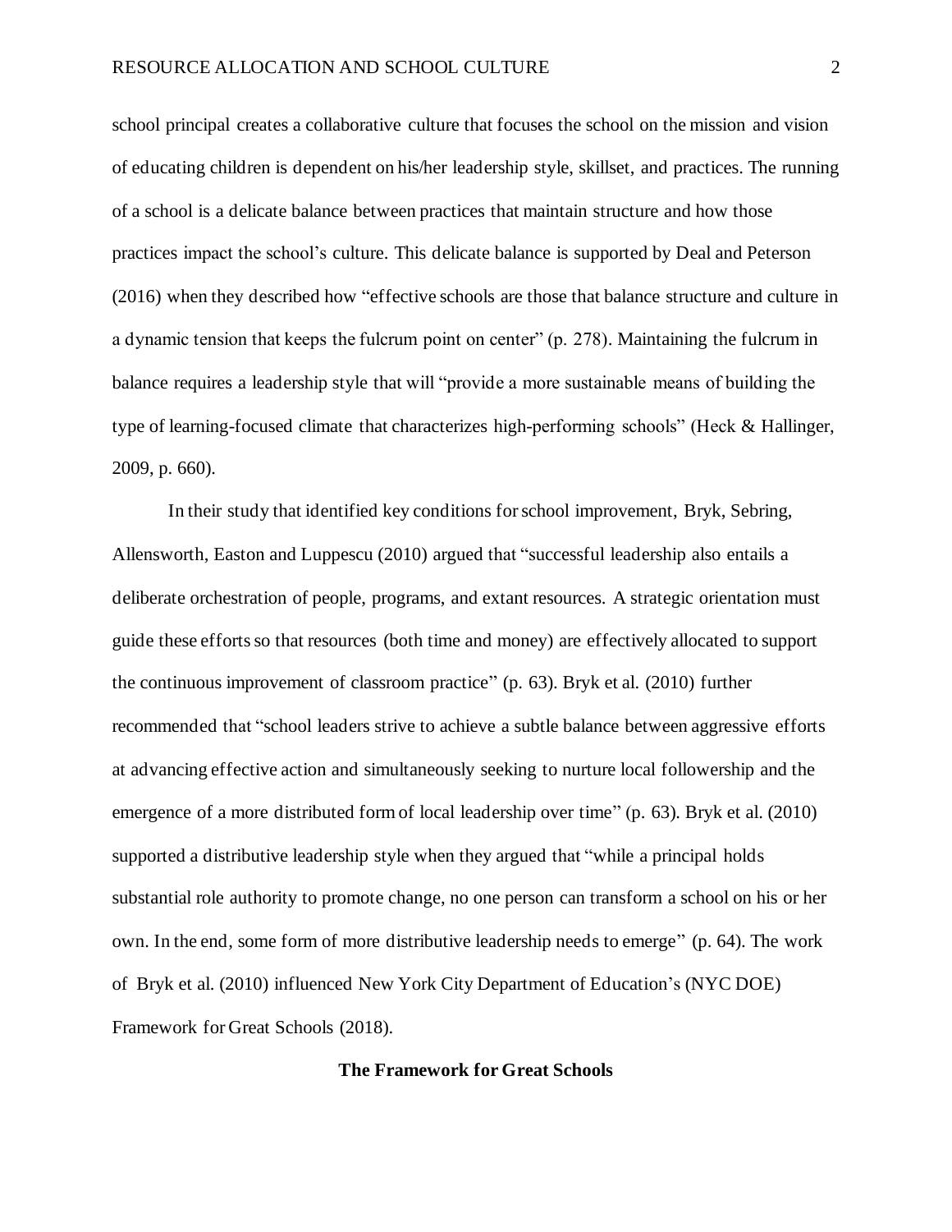school principal creates a collaborative culture that focuses the school on the mission and vision of educating children is dependent on his/her leadership style, skillset, and practices. The running of a school is a delicate balance between practices that maintain structure and how those practices impact the school's culture. This delicate balance is supported by Deal and Peterson (2016) when they described how "effective schools are those that balance structure and culture in a dynamic tension that keeps the fulcrum point on center" (p. 278). Maintaining the fulcrum in balance requires a leadership style that will "provide a more sustainable means of building the type of learning-focused climate that characterizes high-performing schools" (Heck & Hallinger, 2009, p. 660).

In their study that identified key conditions for school improvement, Bryk, Sebring, Allensworth, Easton and Luppescu (2010) argued that "successful leadership also entails a deliberate orchestration of people, programs, and extant resources. A strategic orientation must guide these efforts so that resources (both time and money) are effectively allocated to support the continuous improvement of classroom practice" (p. 63). Bryk et al. (2010) further recommended that "school leaders strive to achieve a subtle balance between aggressive efforts at advancing effective action and simultaneously seeking to nurture local followership and the emergence of a more distributed form of local leadership over time" (p. 63). Bryk et al. (2010) supported a distributive leadership style when they argued that "while a principal holds substantial role authority to promote change, no one person can transform a school on his or her own. In the end, some form of more distributive leadership needs to emerge" (p. 64). The work of Bryk et al. (2010) influenced New York City Department of Education's (NYC DOE) Framework for Great Schools (2018).

## The Framework for Great Schools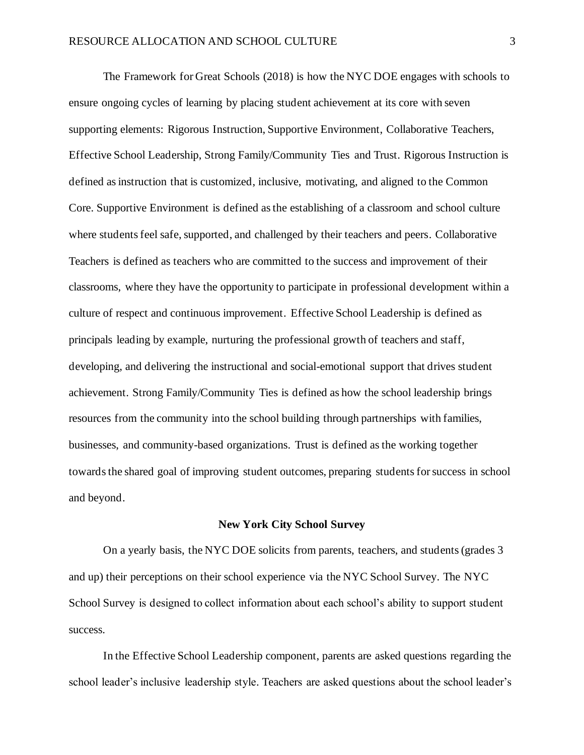The Framework for Great Schools (2018) is how the NYC DOE engages with schools to ensure ongoing cycles of learning by placing student achievement at its core with seven supporting elements: Rigorous Instruction, Supportive Environment, Collaborative Teachers, Effective School Leadership, Strong Family/Community Ties and Trust. Rigorous Instruction is defined as instruction that is customized, inclusive, motivating, and aligned to the Common Core. Supportive Environment is defined as the establishing of a classroom and school culture where students feel safe, supported, and challenged by their teachers and peers. Collaborative Teachers is defined as teachers who are committed to the success and improvement of their classrooms, where they have the opportunity to participate in professional development within a culture of respect and continuous improvement. Effective School Leadership is defined as principals leading by example, nurturing the professional growth of teachers and staff, developing, and delivering the instructional and social-emotional support that drives student achievement. Strong Family/Community Ties is defined as how the school leadership brings resources from the community into the school building through partnerships with families, businesses, and community-based organizations. Trust is defined as the working together towards the shared goal of improving student outcomes, preparing students for success in school and beyond.

**New York City School Survey**

On a yearly basis, the NYC DOE solicits from parents, teachers, and students (grades 3 and up) their perceptions on their school experience via the NYC School Survey. The NYC School Survey is designed to collect information about each school's ability to support student success.

In the Effective School Leadership component, parents are asked questions regarding the school leader's inclusive leadership style. Teachers are asked questions about the school leader's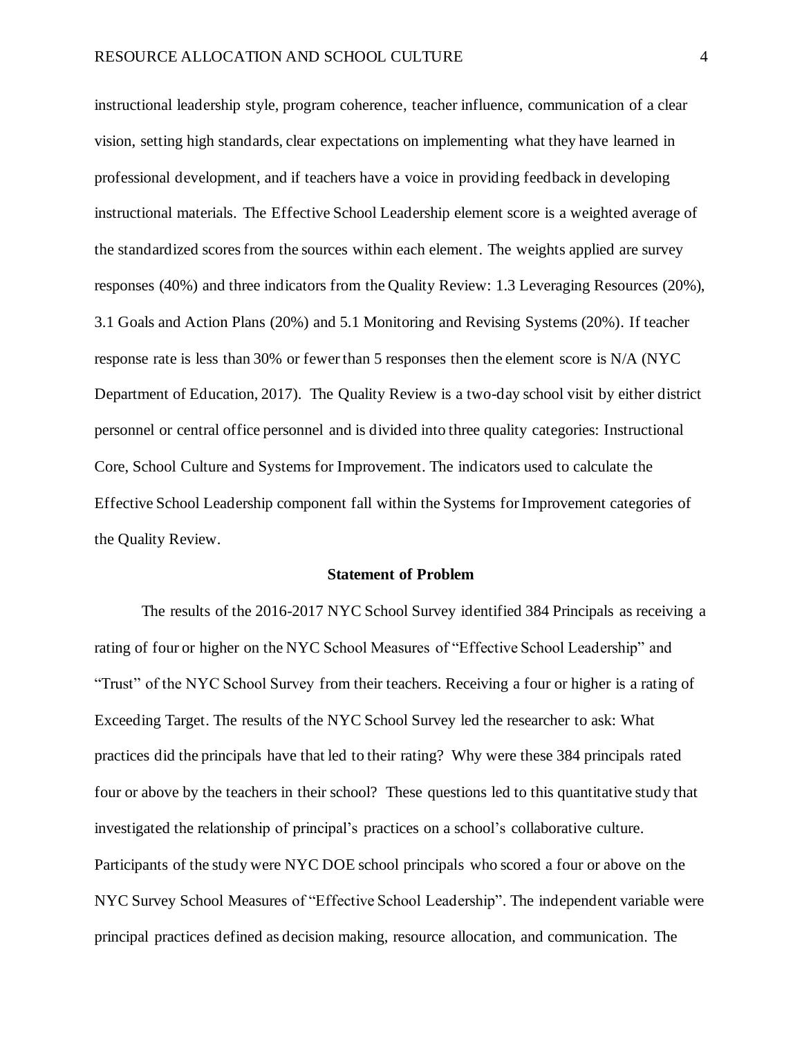instructional leadership style, program coherence, teacher influence, communication of a clear vision, setting high standards, clear expectations on implementing what they have learned in professional development, and if teachers have a voice in providing feedback in developing instructional materials. The Effective School Leadership element score is a weighted average of the standardized scores from the sources within each element. The weights applied are survey responses (40%) and three indicators from the Quality Review: 1.3 Leveraging Resources (20%), 3.1 Goals and Action Plans (20%) and 5.1 Monitoring and Revising Systems (20%). If teacher response rate is less than 30% or fewer than 5 responses then the element score is N/A (NYC Department of Education, 2017). The Quality Review is a two-day school visit by either district personnel or central office personnel and is divided into three quality categories: Instructional Core, School Culture and Systems for Improvement. The indicators used to calculate the Effective School Leadership component fall within the Systems for Improvement categories of the Quality Review.

## Statement of Problem

The results of the 2016-2017 NYC School Survey identified 384 Principals as receiving a rating of four or higher on the NYC School Measures of "Effective School Leadership" and "Trust" of the NYC School Survey from their teachers. Receiving a four or higher is a rating of Exceeding Target. The results of the NYC School Survey led the researcher to ask: What practices did the principals have that led to their rating? Why were these 384 principals rated four or above by the teachers in their school? These questions led to this quantitative study that investigated the relationship of principal's practices on a school's collaborative culture. Participants of the study were NYC DOE school principals who scored a four or above on the NYC Survey School Measures of "Effective School Leadership". The independent variable were principal practices defined as decision making, resource allocation, and communication. The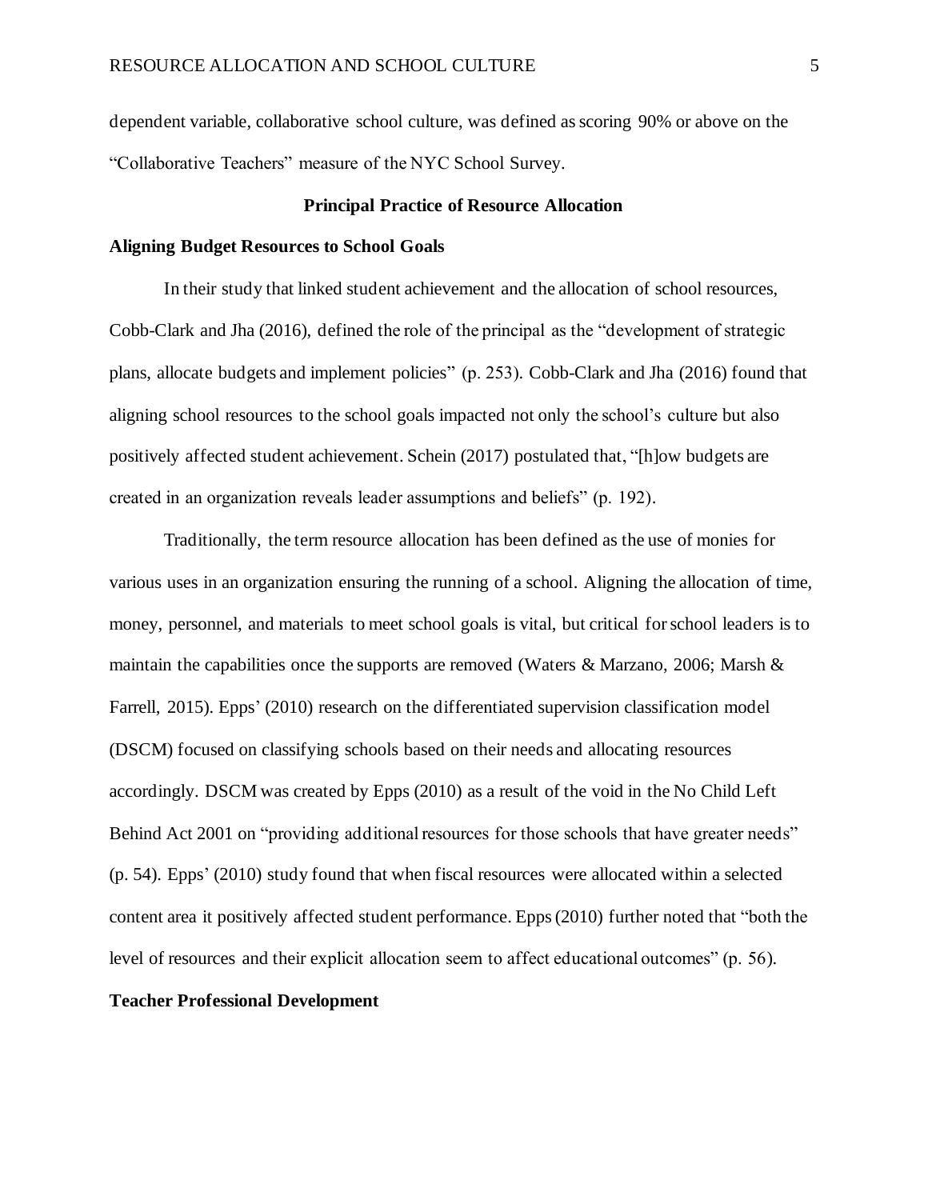dependent variable, collaborative school culture, was defined as scoring 90% or above on the "Collaborative Teachers" measure of the NYC School Survey.

## Principal Practice of Resource Allocation

### Aligning Budget Resources to School Goals

In their study that linked student achievement and the allocation of school resources, Cobb-Clark and Jha (2016), defined the role of the principal as the "development of strategic plans, allocate budgets and implement policies" (p. 253). Cobb-Clark and Jha (2016) found that aligning school resources to the school goals impacted not only the school's culture but also positively affected student achievement. Schein (2017) postulated that, "[h]ow budgets are created in an organization reveals leader assumptions and beliefs" (p. 192).

Traditionally, the term resource allocation has been defined as the use of monies for various uses in an organization ensuring the running of a school. Aligning the allocation of time, money, personnel, and materials to meet school goals is vital, but critical for school leaders is to maintain the capabilities once the supports are removed (Waters & Marzano, 2006; Marsh & Farrell, 2015). Epps' (2010) research on the differentiated supervision classification model (DSCM) focused on classifying schools based on their needs and allocating resources accordingly. DSCM was created by Epps (2010) as a result of the void in the No Child Left Behind Act 2001 on "providing additional resources for those schools that have greater needs" (p. 54). Epps' (2010) study found that when fiscal resources were allocated within a selected content area it positively affected student performance. Epps (2010) further noted that "both the level of resources and their explicit allocation seem to affect educational outcomes" (p. 56).

### Teacher Professional Development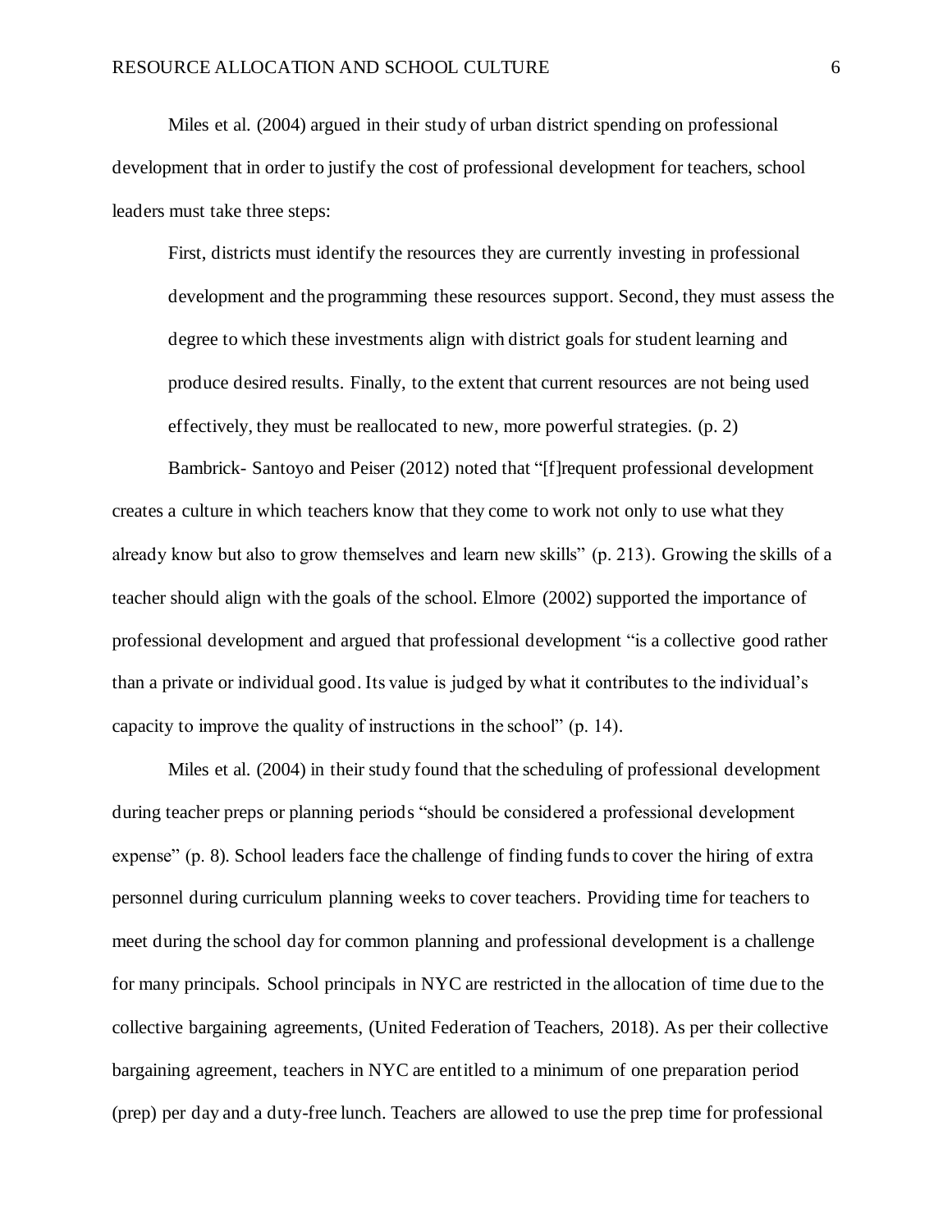Miles et al. (2004) argued in their study of urban district spending on professional development that in order to justify the cost of professional development for teachers, school leaders must take three steps:

> First, districts must identify the resources they are currently investing in professional development and the programming these resources support. Second, they must assess the degree to which these investments align with district goals for student learning and produce desired results. Finally, to the extent that current resources are not being used effectively, they must be reallocated to new, more powerful strategies. (p. 2)

Bambrick- Santoyo and Peiser (2012) noted that "[f]requent professional development creates a culture in which teachers know that they come to work not only to use what they already know but also to grow themselves and learn new skills" (p. 213). Growing the skills of a teacher should align with the goals of the school. Elmore (2002) supported the importance of professional development and argued that professional development "is a collective good rather than a private or individual good. Its value is judged by what it contributes to the individual's capacity to improve the quality of instructions in the school" (p. 14).

Miles et al. (2004) in their study found that the scheduling of professional development during teacher preps or planning periods "should be considered a professional development expense" (p. 8). School leaders face the challenge of finding funds to cover the hiring of extra personnel during curriculum planning weeks to cover teachers. Providing time for teachers to meet during the school day for common planning and professional development is a challenge for many principals. School principals in NYC are restricted in the allocation of time due to the collective bargaining agreements, (United Federation of Teachers, 2018). As per their collective bargaining agreement, teachers in NYC are entitled to a minimum of one preparation period (prep) per day and a duty-free lunch. Teachers are allowed to use the prep time for professional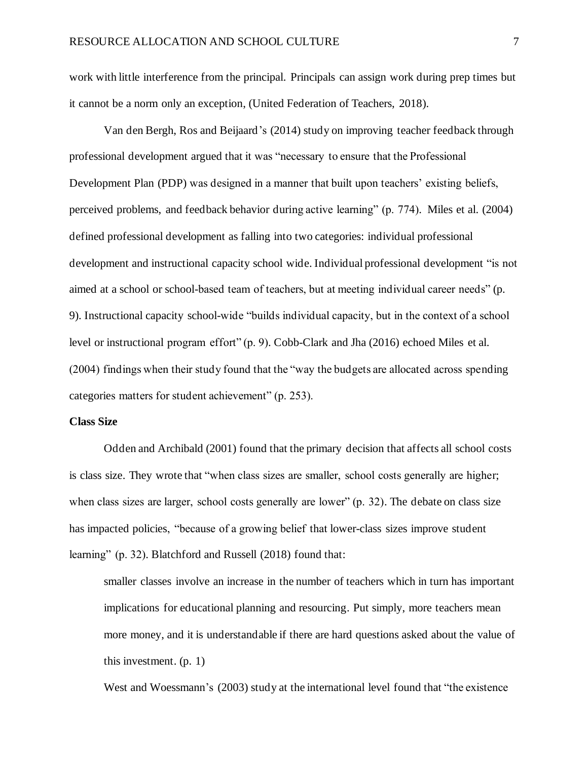work with little interference from the principal. Principals can assign work during prep times but it cannot be a norm only an exception, (United Federation of Teachers, 2018).

Van den Bergh, Ros and Beijaard's (2014) study on improving teacher feedback through professional development argued that it was "necessary to ensure that the Professional Development Plan (PDP) was designed in a manner that built upon teachers' existing beliefs, perceived problems, and feedback behavior during active learning" (p. 774). Miles et al. (2004) defined professional development as falling into two categories: individual professional development and instructional capacity school wide. Individual professional development "is not aimed at a school or school-based team of teachers, but at meeting individual career needs" (p. 9). Instructional capacity school-wide "builds individual capacity, but in the context of a school level or instructional program effort" (p. 9). Cobb-Clark and Jha (2016) echoed Miles et al. (2004) findings when their study found that the "way the budgets are allocated across spending categories matters for student achievement" (p. 253).

**Class Size**

Odden and Archibald (2001) found that the primary decision that affects all school costs is class size. They wrote that "when class sizes are smaller, school costs generally are higher; when class sizes are larger, school costs generally are lower" (p. 32). The debate on class size has impacted policies, "because of a growing belief that lower-class sizes improve student learning" (p. 32). Blatchford and Russell (2018) found that:

> smaller classes involve an increase in the number of teachers which in turn has important implications for educational planning and resourcing. Put simply, more teachers mean more money, and it is understandable if there are hard questions asked about the value of this investment. (p. 1)

West and Woessmann's (2003) study at the international level found that "the existence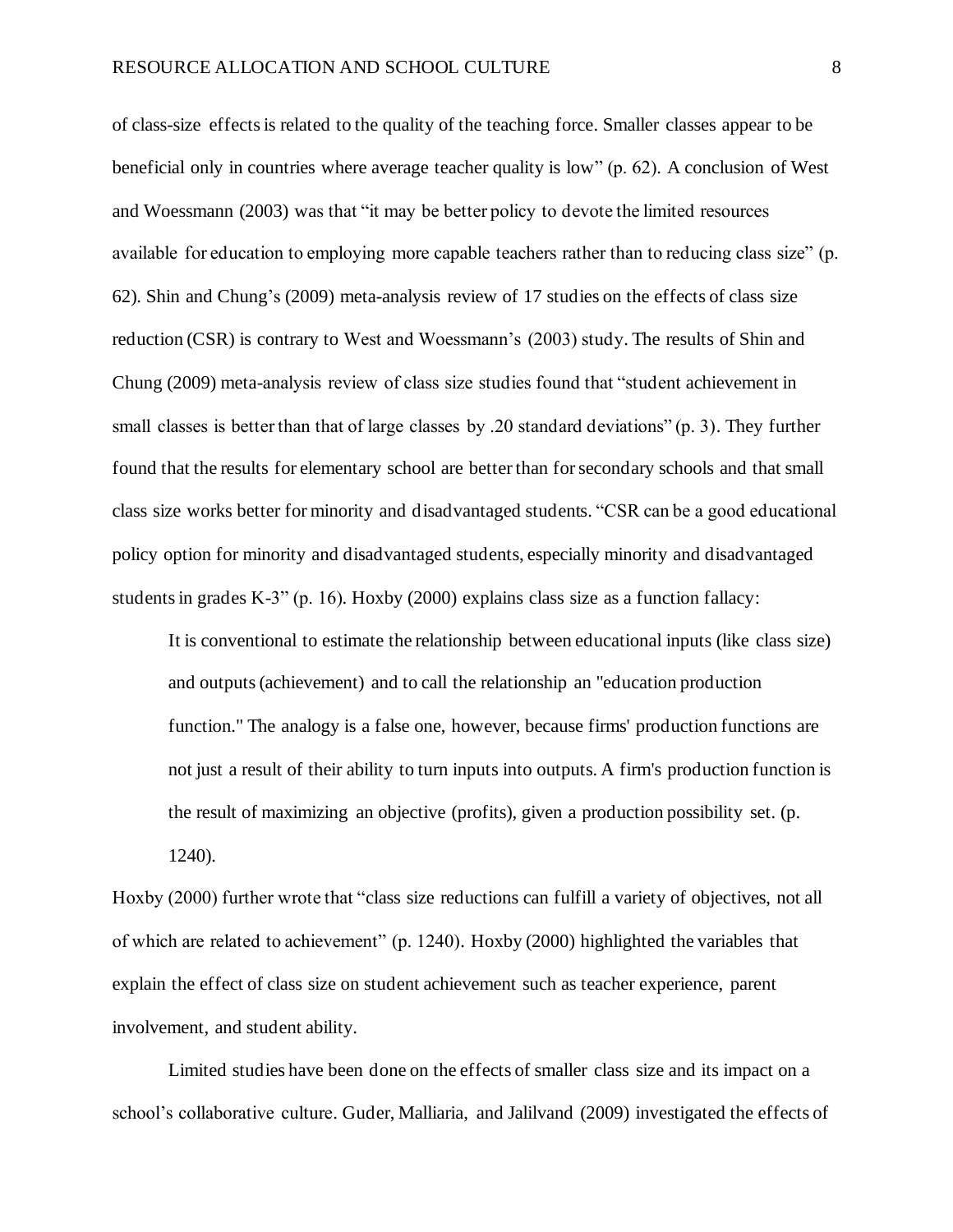of class-size effects is related to the quality of the teaching force. Smaller classes appear to be beneficial only in countries where average teacher quality is low" (p. 62). A conclusion of West and Woessmann (2003) was that "it may be better policy to devote the limited resources available for education to employing more capable teachers rather than to reducing class size" (p. 62). Shin and Chung's (2009) meta-analysis review of 17 studies on the effects of class size reduction (CSR) is contrary to West and Woessmann's (2003) study. The results of Shin and Chung (2009) meta-analysis review of class size studies found that "student achievement in small classes is better than that of large classes by .20 standard deviations" (p. 3). They further found that the results for elementary school are better than for secondary schools and that small class size works better for minority and disadvantaged students. "CSR can be a good educational policy option for minority and disadvantaged students, especially minority and disadvantaged students in grades K-3" (p. 16). Hoxby (2000) explains class size as a function fallacy:

> It is conventional to estimate the relationship between educational inputs (like class size) and outputs (achievement) and to call the relationship an "education production function." The analogy is a false one, however, because firms' production functions are not just a result of their ability to turn inputs into outputs. A firm's production function is the result of maximizing an objective (profits), given a production possibility set. (p. 1240).

Hoxby (2000) further wrote that "class size reductions can fulfill a variety of objectives, not all of which are related to achievement" (p. 1240). Hoxby (2000) highlighted the variables that explain the effect of class size on student achievement such as teacher experience, parent involvement, and student ability.

Limited studies have been done on the effects of smaller class size and its impact on a school's collaborative culture. Guder, Malliaria, and Jalilvand (2009) investigated the effects of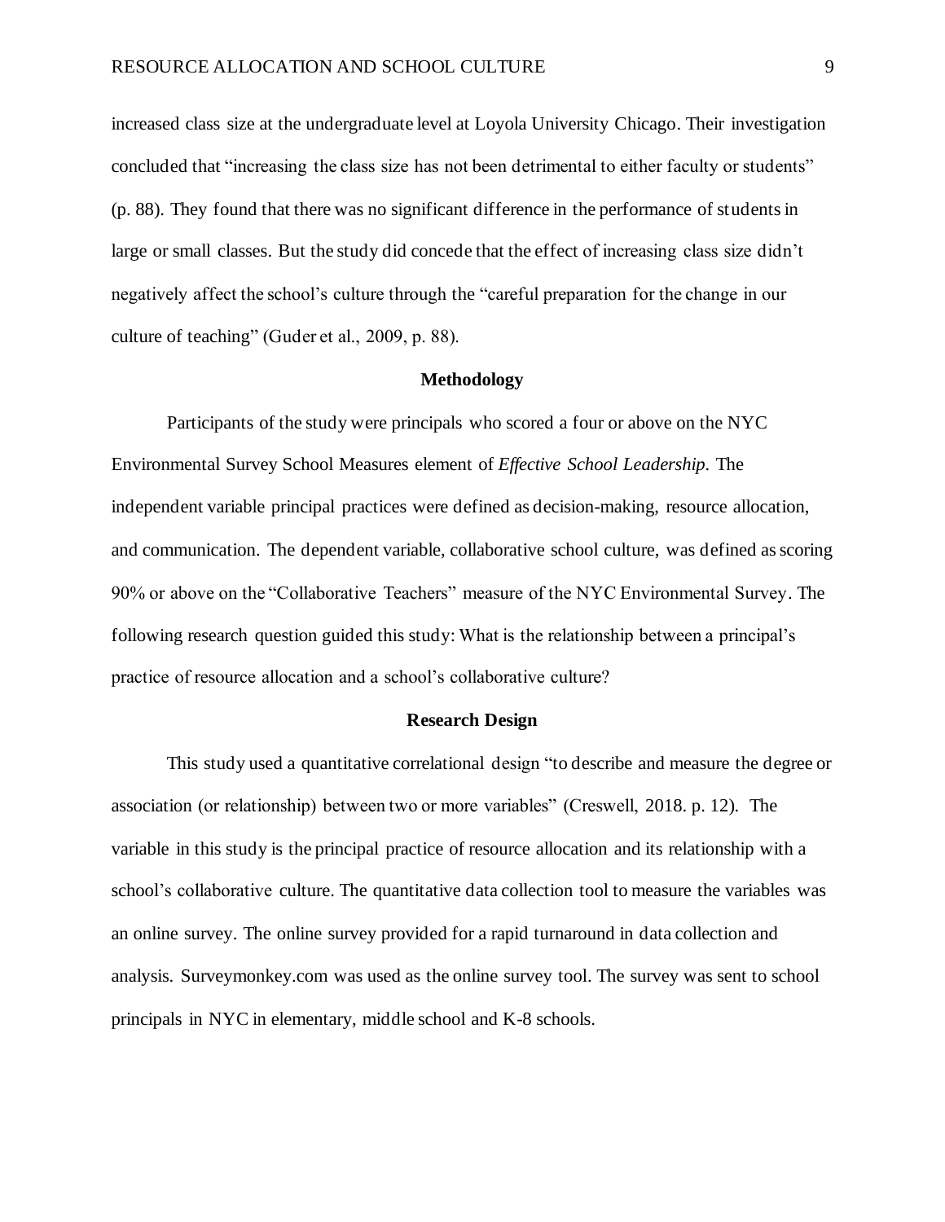increased class size at the undergraduate level at Loyola University Chicago. Their investigation concluded that "increasing the class size has not been detrimental to either faculty or students" (p. 88). They found that there was no significant difference in the performance of students in large or small classes. But the study did concede that the effect of increasing class size didn't negatively affect the school's culture through the "careful preparation for the change in our culture of teaching" (Guder et al., 2009, p. 88).

## Methodology

Participants of the study were principals who scored a four or above on the NYC Environmental Survey School Measures element of *Effective School Leadership*. The independent variable principal practices were defined as decision-making, resource allocation, and communication. The dependent variable, collaborative school culture, was defined as scoring 90% or above on the "Collaborative Teachers" measure of the NYC Environmental Survey. The following research question guided this study: What is the relationship between a principal's practice of resource allocation and a school's collaborative culture?

## Research Design

This study used a quantitative correlational design "to describe and measure the degree or association (or relationship) between two or more variables" (Creswell, 2018. p. 12). The variable in this study is the principal practice of resource allocation and its relationship with a school's collaborative culture. The quantitative data collection tool to measure the variables was an online survey. The online survey provided for a rapid turnaround in data collection and analysis. Surveymonkey.com was used as the online survey tool. The survey was sent to school principals in NYC in elementary, middle school and K-8 schools.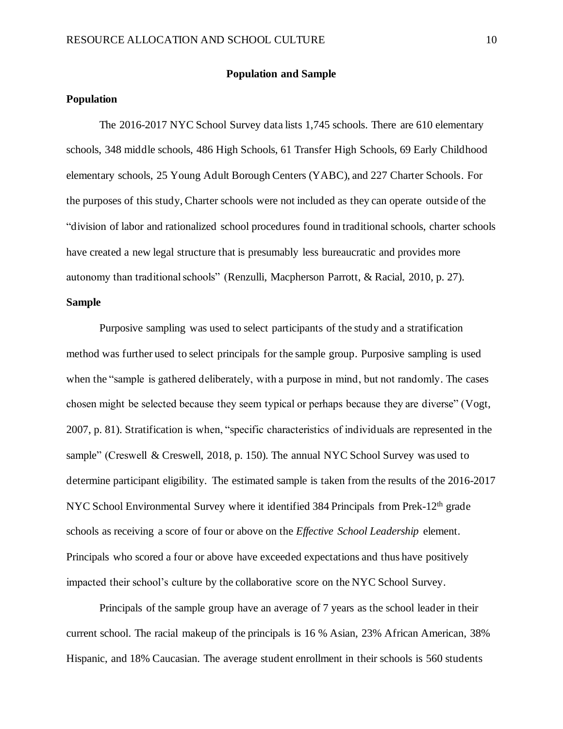## Population and Sample

### Population

The 2016-2017 NYC School Survey data lists 1,745 schools. There are 610 elementary schools, 348 middle schools, 486 High Schools, 61 Transfer High Schools, 69 Early Childhood elementary schools, 25 Young Adult Borough Centers (YABC), and 227 Charter Schools. For the purposes of this study, Charter schools were not included as they can operate outside of the "division of labor and rationalized school procedures found in traditional schools, charter schools have created a new legal structure that is presumably less bureaucratic and provides more autonomy than traditional schools" (Renzulli, Macpherson Parrott, & Racial, 2010, p. 27).

### Sample

Purposive sampling was used to select participants of the study and a stratification method was further used to select principals for the sample group. Purposive sampling is used when the "sample is gathered deliberately, with a purpose in mind, but not randomly. The cases chosen might be selected because they seem typical or perhaps because they are diverse" (Vogt, 2007, p. 81). Stratification is when, "specific characteristics of individuals are represented in the sample" (Creswell & Creswell, 2018, p. 150). The annual NYC School Survey was used to determine participant eligibility. The estimated sample is taken from the results of the 2016-2017 NYC School Environmental Survey where it identified 384 Principals from Prek-12th grade schools as receiving a score of four or above on the *Effective School Leadership* element. Principals who scored a four or above have exceeded expectations and thus have positively impacted their school's culture by the collaborative score on the NYC School Survey.

Principals of the sample group have an average of 7 years as the school leader in their current school. The racial makeup of the principals is 16 % Asian, 23% African American, 38% Hispanic, and 18% Caucasian. The average student enrollment in their schools is 560 students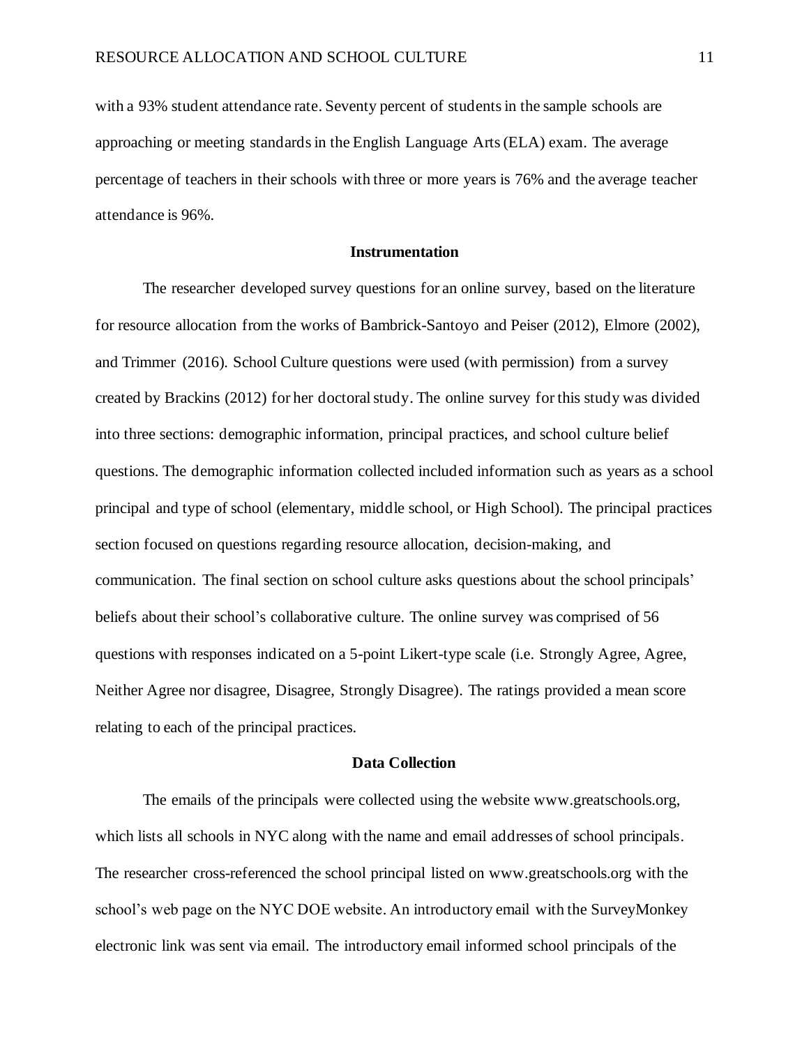with a 93% student attendance rate. Seventy percent of students in the sample schools are approaching or meeting standards in the English Language Arts (ELA) exam. The average percentage of teachers in their schools with three or more years is 76% and the average teacher attendance is 96%.

## Instrumentation

The researcher developed survey questions for an online survey, based on the literature for resource allocation from the works of Bambrick-Santoyo and Peiser (2012), Elmore (2002), and Trimmer (2016). School Culture questions were used (with permission) from a survey created by Brackins (2012) for her doctoral study. The online survey for this study was divided into three sections: demographic information, principal practices, and school culture belief questions. The demographic information collected included information such as years as a school principal and type of school (elementary, middle school, or High School). The principal practices section focused on questions regarding resource allocation, decision-making, and communication. The final section on school culture asks questions about the school principals' beliefs about their school's collaborative culture. The online survey was comprised of 56 questions with responses indicated on a 5-point Likert-type scale (i.e. Strongly Agree, Agree, Neither Agree nor disagree, Disagree, Strongly Disagree). The ratings provided a mean score relating to each of the principal practices.

## Data Collection

The emails of the principals were collected using the website www.greatschools.org, which lists all schools in NYC along with the name and email addresses of school principals. The researcher cross-referenced the school principal listed on www.greatschools.org with the school's web page on the NYC DOE website. An introductory email with the SurveyMonkey electronic link was sent via email. The introductory email informed school principals of the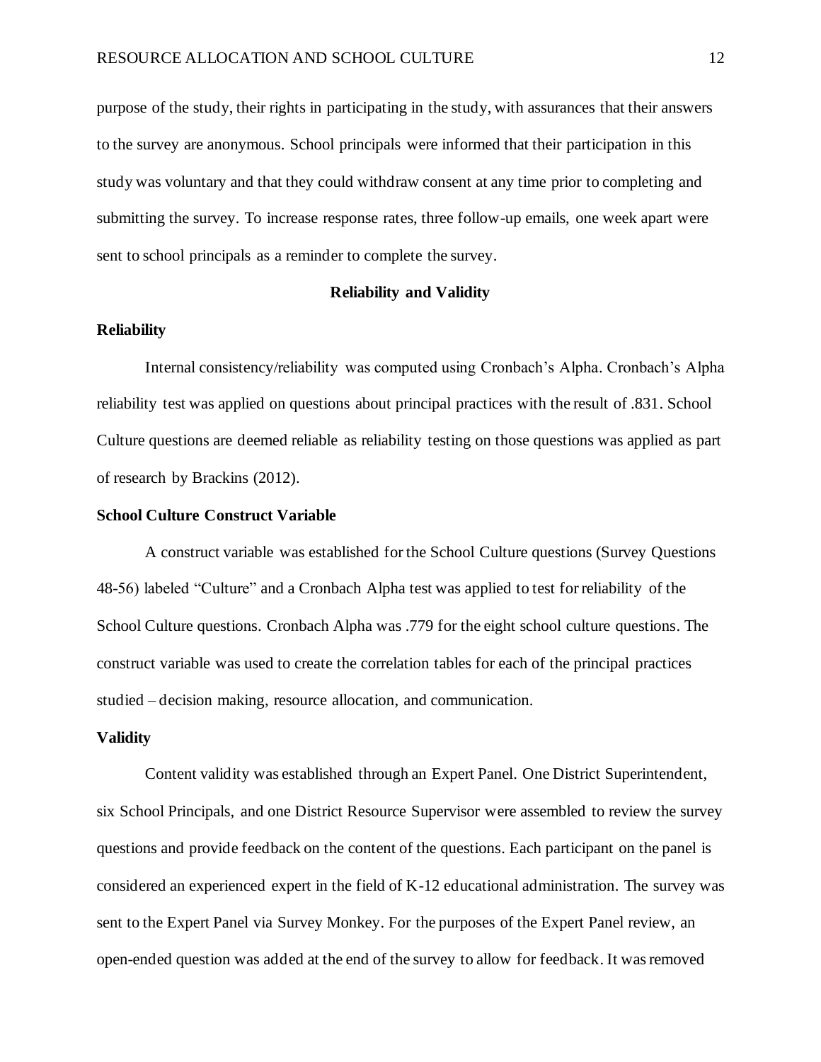purpose of the study, their rights in participating in the study, with assurances that their answers to the survey are anonymous. School principals were informed that their participation in this study was voluntary and that they could withdraw consent at any time prior to completing and submitting the survey. To increase response rates, three follow-up emails, one week apart were sent to school principals as a reminder to complete the survey.

## Reliability and Validity

### Reliability

Internal consistency/reliability was computed using Cronbach's Alpha. Cronbach's Alpha reliability test was applied on questions about principal practices with the result of .831. School Culture questions are deemed reliable as reliability testing on those questions was applied as part of research by Brackins (2012).

### School Culture Construct Variable

A construct variable was established for the School Culture questions (Survey Questions 48-56) labeled "Culture" and a Cronbach Alpha test was applied to test for reliability of the School Culture questions. Cronbach Alpha was .779 for the eight school culture questions. The construct variable was used to create the correlation tables for each of the principal practices studied – decision making, resource allocation, and communication.

### Validity

Content validity was established through an Expert Panel. One District Superintendent, six School Principals, and one District Resource Supervisor were assembled to review the survey questions and provide feedback on the content of the questions. Each participant on the panel is considered an experienced expert in the field of K-12 educational administration. The survey was sent to the Expert Panel via Survey Monkey. For the purposes of the Expert Panel review, an open-ended question was added at the end of the survey to allow for feedback. It was removed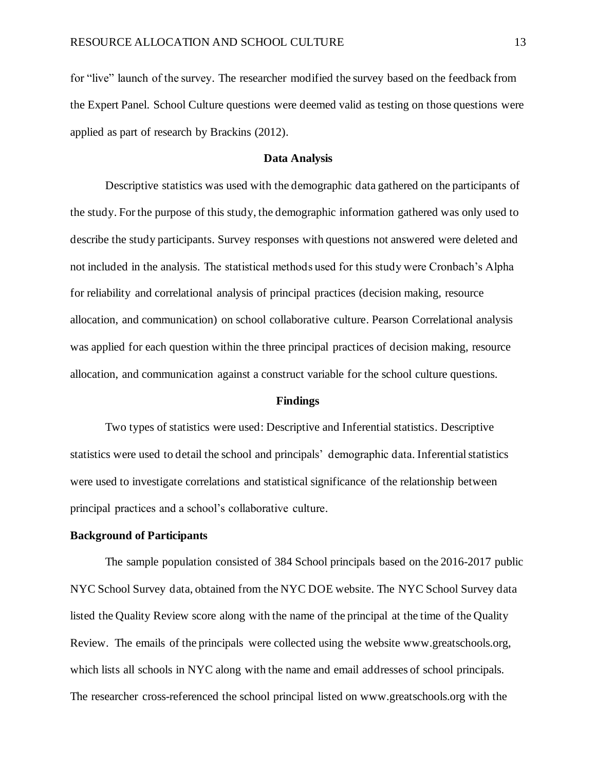for "live" launch of the survey. The researcher modified the survey based on the feedback from the Expert Panel. School Culture questions were deemed valid as testing on those questions were applied as part of research by Brackins (2012).

## Data Analysis

Descriptive statistics was used with the demographic data gathered on the participants of the study. For the purpose of this study, the demographic information gathered was only used to describe the study participants. Survey responses with questions not answered were deleted and not included in the analysis. The statistical methods used for this study were Cronbach's Alpha for reliability and correlational analysis of principal practices (decision making, resource allocation, and communication) on school collaborative culture. Pearson Correlational analysis was applied for each question within the three principal practices of decision making, resource allocation, and communication against a construct variable for the school culture questions.

## Findings

Two types of statistics were used: Descriptive and Inferential statistics. Descriptive statistics were used to detail the school and principals' demographic data. Inferential statistics were used to investigate correlations and statistical significance of the relationship between principal practices and a school's collaborative culture.

### Background of Participants

The sample population consisted of 384 School principals based on the 2016-2017 public NYC School Survey data, obtained from the NYC DOE website. The NYC School Survey data listed the Quality Review score along with the name of the principal at the time of the Quality Review. The emails of the principals were collected using the website www.greatschools.org, which lists all schools in NYC along with the name and email addresses of school principals. The researcher cross-referenced the school principal listed on www.greatschools.org with the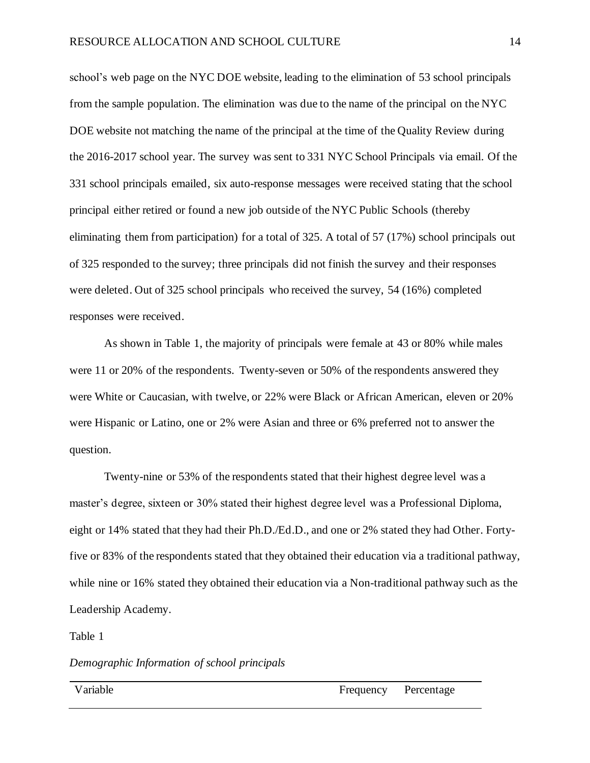school's web page on the NYC DOE website, leading to the elimination of 53 school principals from the sample population. The elimination was due to the name of the principal on the NYC DOE website not matching the name of the principal at the time of the Quality Review during the 2016-2017 school year. The survey was sent to 331 NYC School Principals via email. Of the 331 school principals emailed, six auto-response messages were received stating that the school principal either retired or found a new job outside of the NYC Public Schools (thereby eliminating them from participation) for a total of 325. A total of 57 (17%) school principals out of 325 responded to the survey; three principals did not finish the survey and their responses were deleted. Out of 325 school principals who received the survey, 54 (16%) completed responses were received.

As shown in Table 1, the majority of principals were female at 43 or 80% while males were 11 or 20% of the respondents. Twenty-seven or 50% of the respondents answered they were White or Caucasian, with twelve, or 22% were Black or African American, eleven or 20% were Hispanic or Latino, one or 2% were Asian and three or 6% preferred not to answer the question.

Twenty-nine or 53% of the respondents stated that their highest degree level was a master's degree, sixteen or 30% stated their highest degree level was a Professional Diploma, eight or 14% stated that they had their Ph.D./Ed.D., and one or 2% stated they had Other. Forty-five or 83% of the respondents stated that they obtained their education via a traditional pathway, while nine or 16% stated they obtained their education via a Non-traditional pathway such as the Leadership Academy.

Table 1

*Demographic Information of school principals*

| Variable | Frequency | Percentage |
|---|---|---|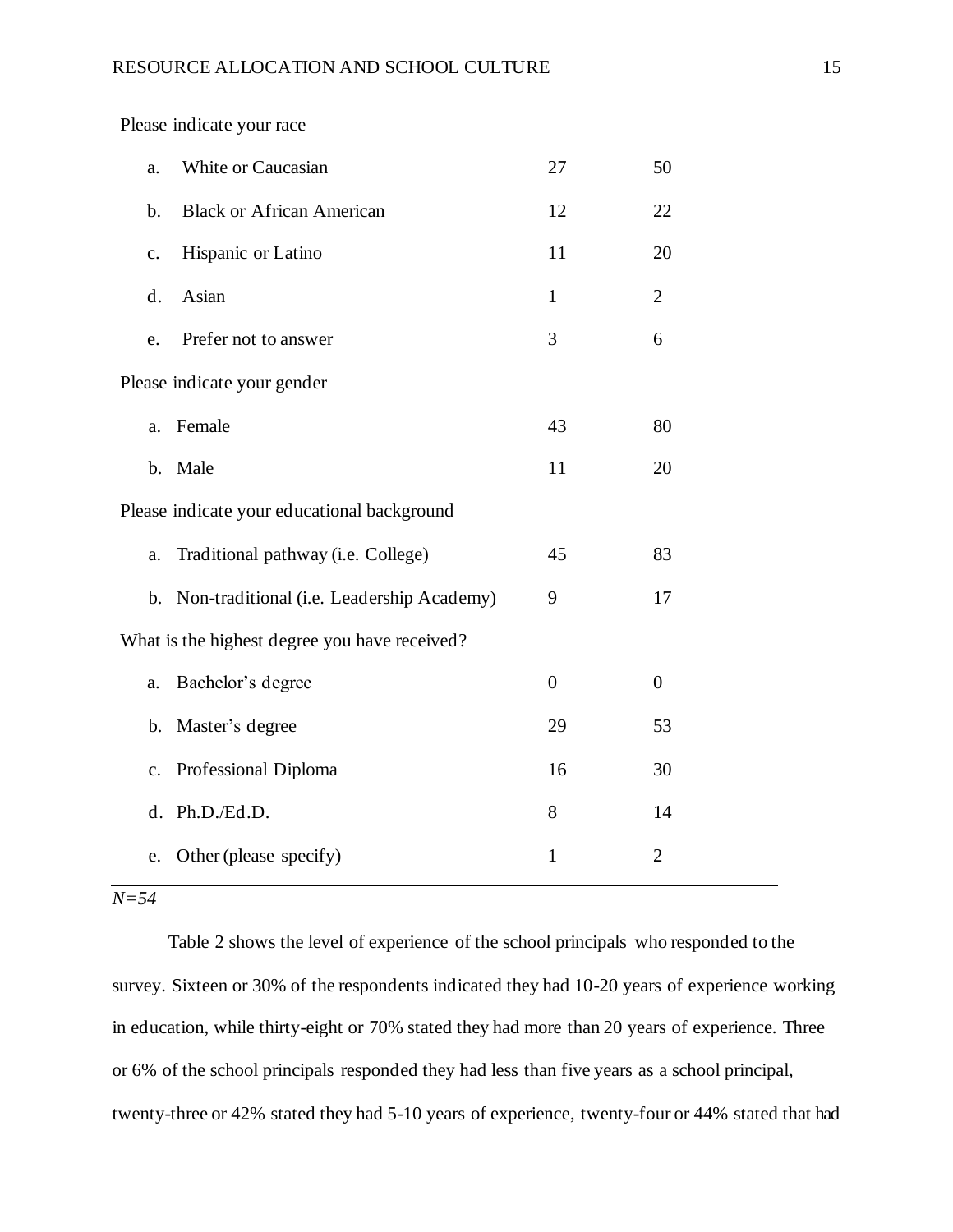| | | |
|---|---|---|
| Please indicate your race | | |
| a. White or Caucasian | 27 | 50 |
| b. Black or African American | 12 | 22 |
| c. Hispanic or Latino | 11 | 20 |
| d. Asian | 1 | 2 |
| e. Prefer not to answer | 3 | 6 |
| Please indicate your gender | | |
| a. Female | 43 | 80 |
| b. Male | 11 | 20 |
| Please indicate your educational background | | |
| a. Traditional pathway (i.e. College) | 45 | 83 |
| b. Non-traditional (i.e. Leadership Academy) | 9 | 17 |
| What is the highest degree you have received? | | |
| a. Bachelor's degree | 0 | 0 |
| b. Master's degree | 29 | 53 |
| c. Professional Diploma | 16 | 30 |
| d. Ph.D./Ed.D. | 8 | 14 |
| e. Other (please specify) | 1 | 2 |

*N=54*

Table 2 shows the level of experience of the school principals who responded to the survey. Sixteen or 30% of the respondents indicated they had 10-20 years of experience working in education, while thirty-eight or 70% stated they had more than 20 years of experience. Three or 6% of the school principals responded they had less than five years as a school principal, twenty-three or 42% stated they had 5-10 years of experience, twenty-four or 44% stated that had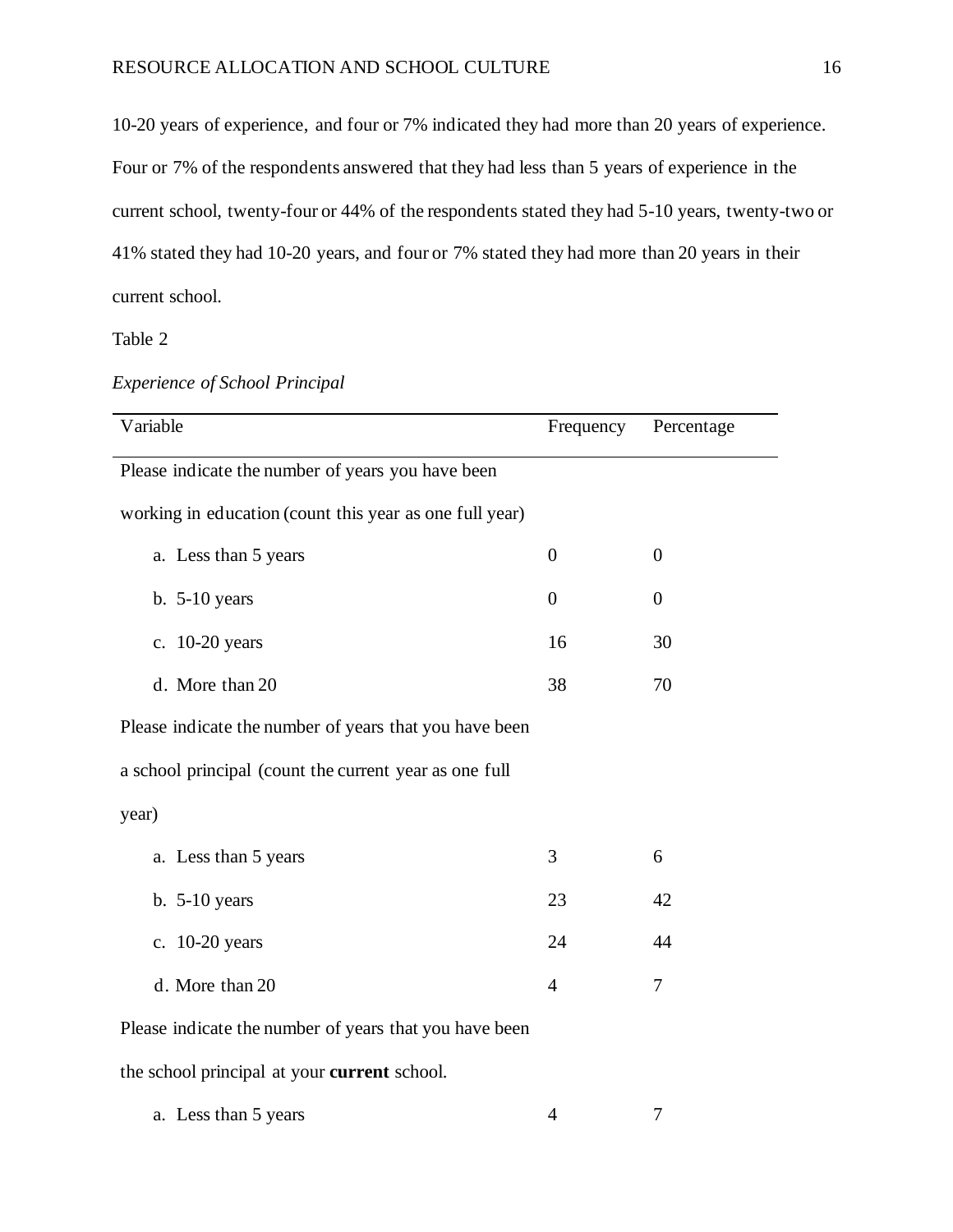10-20 years of experience, and four or 7% indicated they had more than 20 years of experience. Four or 7% of the respondents answered that they had less than 5 years of experience in the current school, twenty-four or 44% of the respondents stated they had 5-10 years, twenty-two or 41% stated they had 10-20 years, and four or 7% stated they had more than 20 years in their current school.

Table 2

*Experience of School Principal*

| Variable | Frequency | Percentage |
|---|---|---|
| Please indicate the number of years you have been working in education (count this year as one full year) | | |
| a. Less than 5 years | 0 | 0 |
| b. 5-10 years | 0 | 0 |
| c. 10-20 years | 16 | 30 |
| d. More than 20 | 38 | 70 |
| Please indicate the number of years that you have been a school principal (count the current year as one full year) | | |
| a. Less than 5 years | 3 | 6 |
| b. 5-10 years | 23 | 42 |
| c. 10-20 years | 24 | 44 |
| d. More than 20 | 4 | 7 |
| Please indicate the number of years that you have been the school principal at your **current** school. | | |
| a. Less than 5 years | 4 | 7 |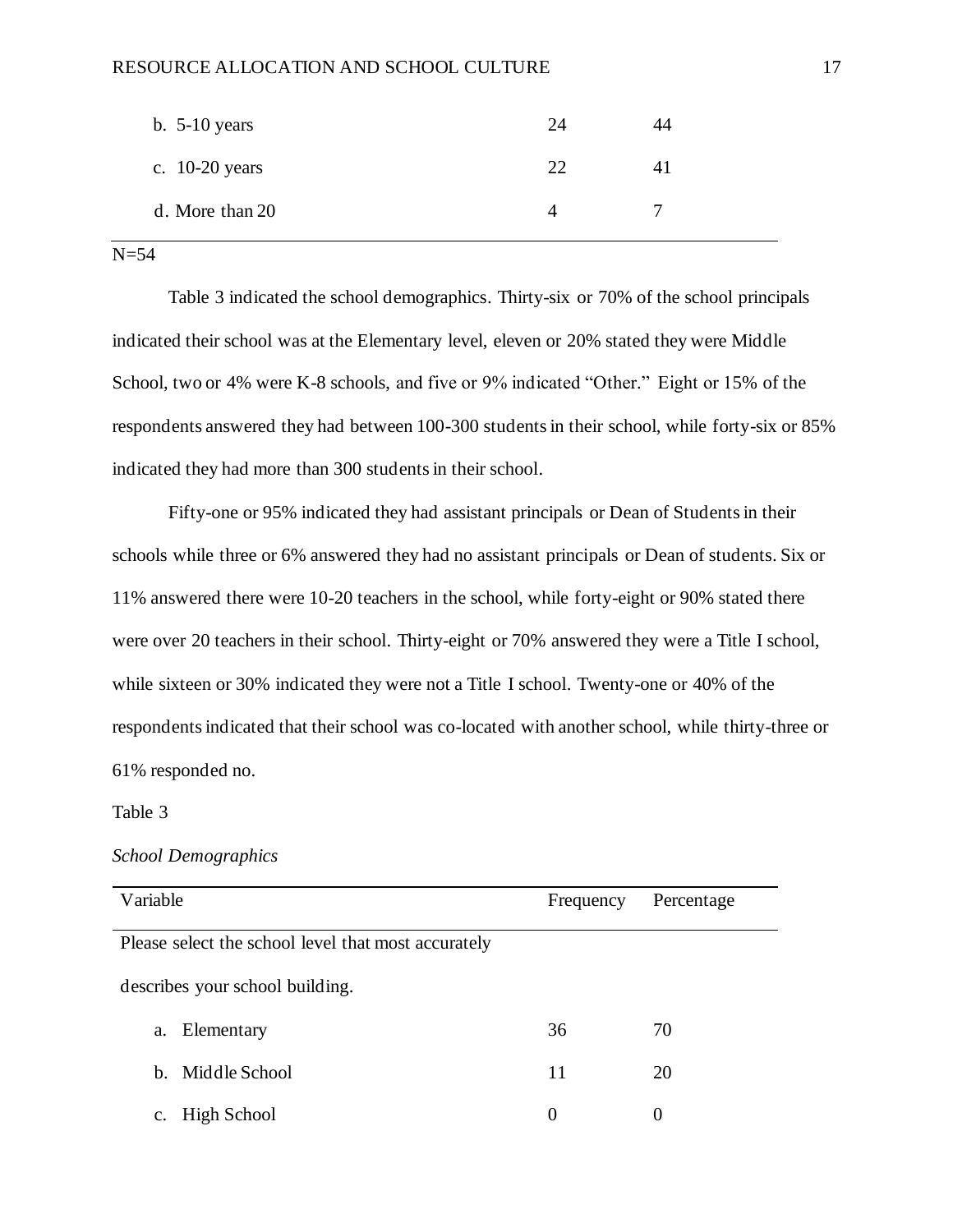| | | |
|---|---|---|
| b. 5-10 years | 24 | 44 |
| c. 10-20 years | 22 | 41 |
| d. More than 20 | 4 | 7 |

N=54

Table 3 indicated the school demographics. Thirty-six or 70% of the school principals indicated their school was at the Elementary level, eleven or 20% stated they were Middle School, two or 4% were K-8 schools, and five or 9% indicated "Other." Eight or 15% of the respondents answered they had between 100-300 students in their school, while forty-six or 85% indicated they had more than 300 students in their school.

Fifty-one or 95% indicated they had assistant principals or Dean of Students in their schools while three or 6% answered they had no assistant principals or Dean of students. Six or 11% answered there were 10-20 teachers in the school, while forty-eight or 90% stated there were over 20 teachers in their school. Thirty-eight or 70% answered they were a Title I school, while sixteen or 30% indicated they were not a Title I school. Twenty-one or 40% of the respondents indicated that their school was co-located with another school, while thirty-three or 61% responded no.

Table 3

*School Demographics*

| Variable | Frequency | Percentage |
|---|---|---|
| Please select the school level that most accurately describes your school building. | | |
| a. Elementary | 36 | 70 |
| b. Middle School | 11 | 20 |
| c. High School | 0 | 0 |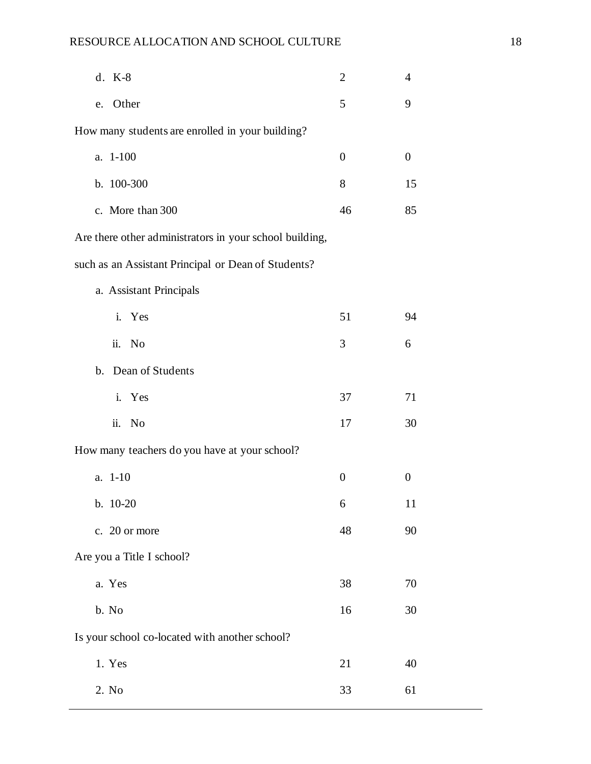| | | |
|---|---|---|
| d. K-8 | 2 | 4 |
| e. Other | 5 | 9 |
| How many students are enrolled in your building? | | |
| a. 1-100 | 0 | 0 |
| b. 100-300 | 8 | 15 |
| c. More than 300 | 46 | 85 |
| Are there other administrators in your school building, such as an Assistant Principal or Dean of Students? | | |
| a. Assistant Principals | | |
| i. Yes | 51 | 94 |
| ii. No | 3 | 6 |
| b. Dean of Students | | |
| i. Yes | 37 | 71 |
| ii. No | 17 | 30 |
| How many teachers do you have at your school? | | |
| a. 1-10 | 0 | 0 |
| b. 10-20 | 6 | 11 |
| c. 20 or more | 48 | 90 |
| Are you a Title I school? | | |
| a. Yes | 38 | 70 |
| b. No | 16 | 30 |
| Is your school co-located with another school? | | |
| 1. Yes | 21 | 40 |
| 2. No | 33 | 61 |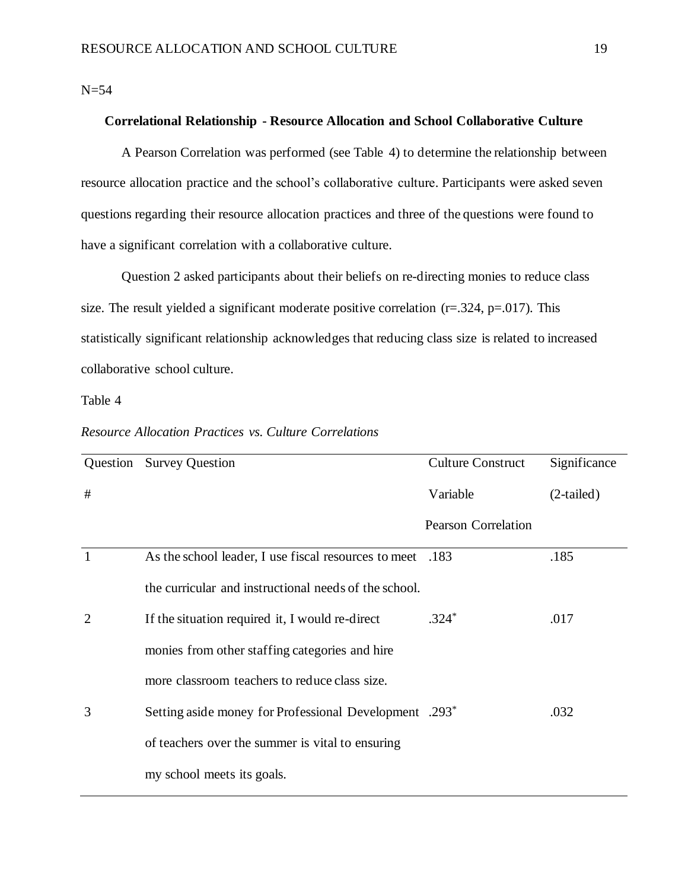N=54

**Correlational Relationship - Resource Allocation and School Collaborative Culture**

A Pearson Correlation was performed (see Table 4) to determine the relationship between resource allocation practice and the school's collaborative culture. Participants were asked seven questions regarding their resource allocation practices and three of the questions were found to have a significant correlation with a collaborative culture.

Question 2 asked participants about their beliefs on re-directing monies to reduce class size. The result yielded a significant moderate positive correlation ($r=.324$, $p=.017$). This statistically significant relationship acknowledges that reducing class size is related to increased collaborative school culture.

Table 4

*Resource Allocation Practices vs. Culture Correlations*

| Question # | Survey Question | Culture Construct Variable Pearson Correlation | Significance (2-tailed) |
|---|---|---|---|
| 1 | As the school leader, I use fiscal resources to meet the curricular and instructional needs of the school. | .183 | .185 |
| 2 | If the situation required it, I would re-direct monies from other staffing categories and hire more classroom teachers to reduce class size. | .324* | .017 |
| 3 | Setting aside money for Professional Development of teachers over the summer is vital to ensuring my school meets its goals. | .293* | .032 |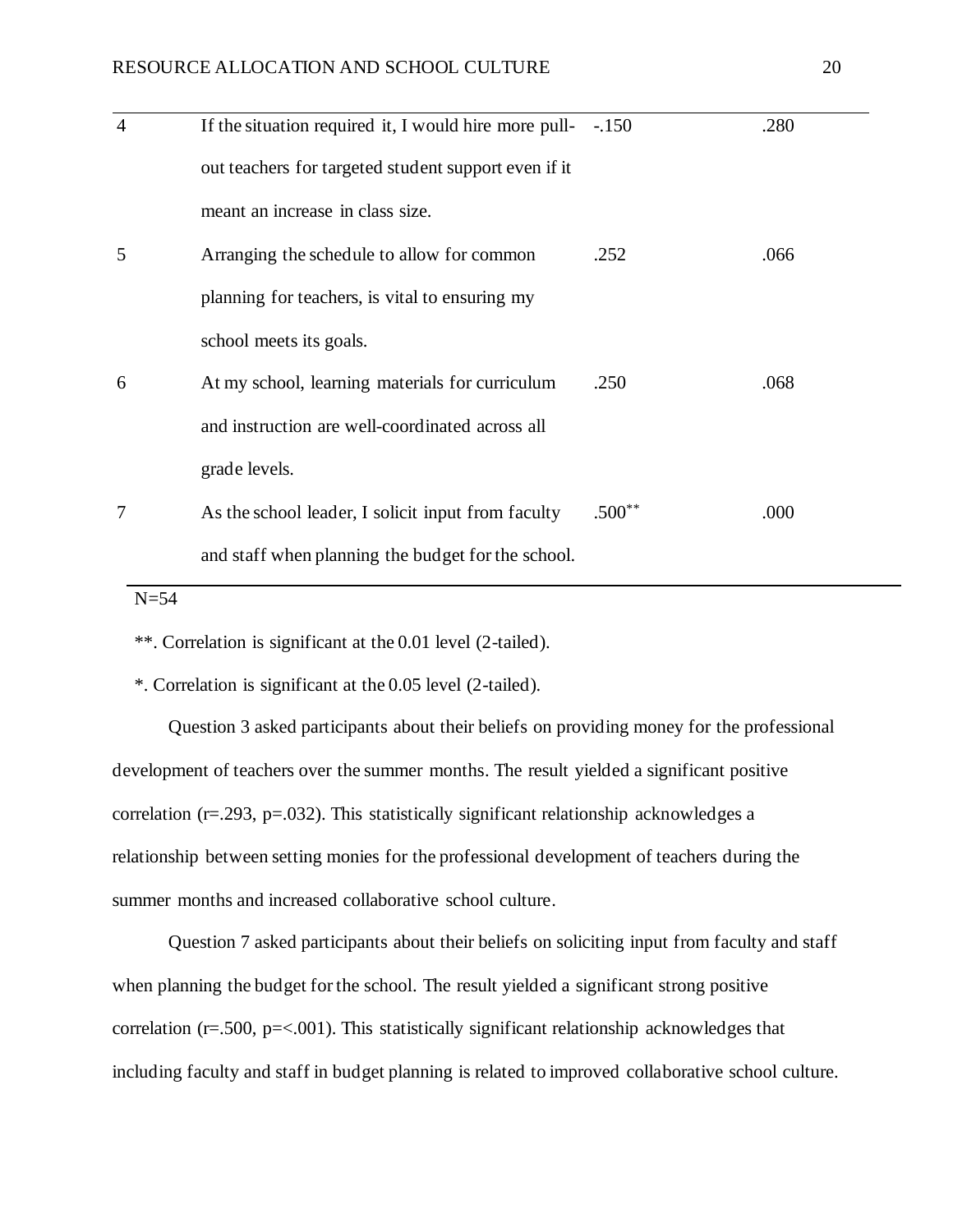| | | | |
|---|---|---|---|
| 4 | If the situation required it, I would hire more pull-out teachers for targeted student support even if it meant an increase in class size. | -.150 | .280 |
| 5 | Arranging the schedule to allow for common planning for teachers, is vital to ensuring my school meets its goals. | .252 | .066 |
| 6 | At my school, learning materials for curriculum and instruction are well-coordinated across all grade levels. | .250 | .068 |
| 7 | As the school leader, I solicit input from faculty and staff when planning the budget for the school. | .500** | .000 |

N=54

**. Correlation is significant at the 0.01 level (2-tailed).

*. Correlation is significant at the 0.05 level (2-tailed).

Question 3 asked participants about their beliefs on providing money for the professional development of teachers over the summer months. The result yielded a significant positive correlation ($r=.293$, $p=.032$). This statistically significant relationship acknowledges a relationship between setting monies for the professional development of teachers during the summer months and increased collaborative school culture.

Question 7 asked participants about their beliefs on soliciting input from faculty and staff when planning the budget for the school. The result yielded a significant strong positive correlation ($r=.500$, $p=<.001$). This statistically significant relationship acknowledges that including faculty and staff in budget planning is related to improved collaborative school culture.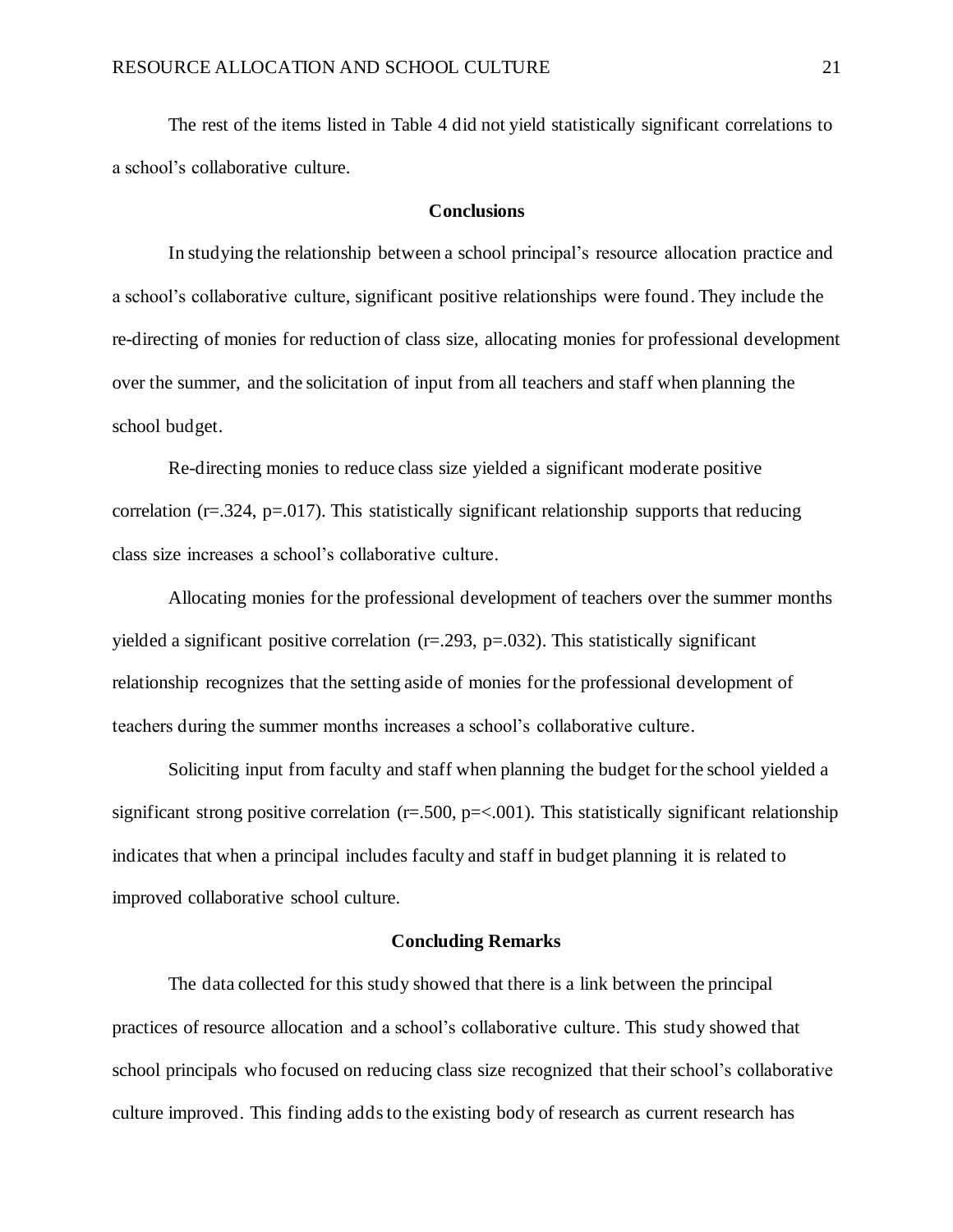The rest of the items listed in Table 4 did not yield statistically significant correlations to a school's collaborative culture.

## Conclusions

In studying the relationship between a school principal's resource allocation practice and a school's collaborative culture, significant positive relationships were found. They include the re-directing of monies for reduction of class size, allocating monies for professional development over the summer, and the solicitation of input from all teachers and staff when planning the school budget.

Re-directing monies to reduce class size yielded a significant moderate positive correlation ($r=.324$, $p=.017$). This statistically significant relationship supports that reducing class size increases a school's collaborative culture.

Allocating monies for the professional development of teachers over the summer months yielded a significant positive correlation ($r=.293$, $p=.032$). This statistically significant relationship recognizes that the setting aside of monies for the professional development of teachers during the summer months increases a school's collaborative culture.

Soliciting input from faculty and staff when planning the budget for the school yielded a significant strong positive correlation ($r=.500$, $p=<.001$). This statistically significant relationship indicates that when a principal includes faculty and staff in budget planning it is related to improved collaborative school culture.

## Concluding Remarks

The data collected for this study showed that there is a link between the principal practices of resource allocation and a school's collaborative culture. This study showed that school principals who focused on reducing class size recognized that their school's collaborative culture improved. This finding adds to the existing body of research as current research has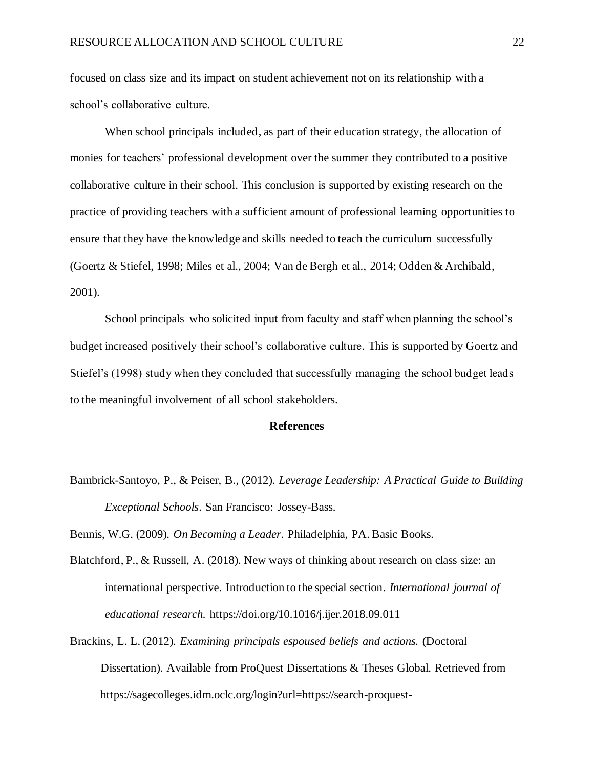focused on class size and its impact on student achievement not on its relationship with a school's collaborative culture.

When school principals included, as part of their education strategy, the allocation of monies for teachers' professional development over the summer they contributed to a positive collaborative culture in their school. This conclusion is supported by existing research on the practice of providing teachers with a sufficient amount of professional learning opportunities to ensure that they have the knowledge and skills needed to teach the curriculum successfully (Goertz & Stiefel, 1998; Miles et al., 2004; Van de Bergh et al., 2014; Odden & Archibald, 2001).

School principals who solicited input from faculty and staff when planning the school's budget increased positively their school's collaborative culture. This is supported by Goertz and Stiefel's (1998) study when they concluded that successfully managing the school budget leads to the meaningful involvement of all school stakeholders.

## References

Bambrick-Santoyo, P., & Peiser, B., (2012). *Leverage Leadership: A Practical Guide to Building Exceptional Schools*. San Francisco: Jossey-Bass.

Bennis, W.G. (2009). *On Becoming a Leader*. Philadelphia, PA. Basic Books.

Blatchford, P., & Russell, A. (2018). New ways of thinking about research on class size: an international perspective. Introduction to the special section. *International journal of educational research.* https://doi.org/10.1016/j.ijer.2018.09.011

Brackins, L. L. (2012). *Examining principals espoused beliefs and actions.* (Doctoral Dissertation). Available from ProQuest Dissertations & Theses Global. Retrieved from https://sagecolleges.idm.oclc.org/login?url=https://search-proquest-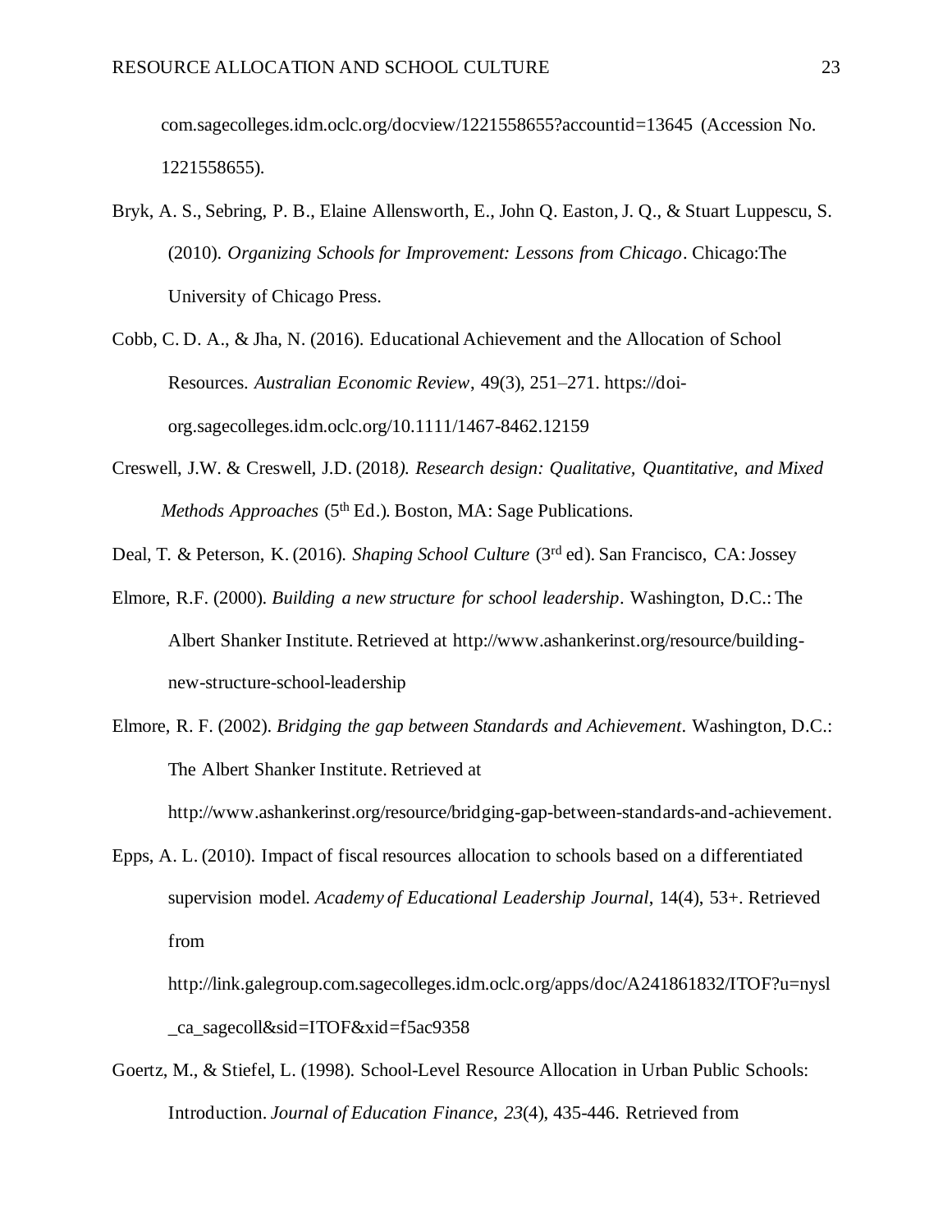com.sagecolleges.idm.oclc.org/docview/1221558655?accountid=13645 (Accession No. 1221558655).

Bryk, A. S., Sebring, P. B., Elaine Allensworth, E., John Q. Easton, J. Q., & Stuart Luppescu, S. (2010). *Organizing Schools for Improvement: Lessons from Chicago*. Chicago:The University of Chicago Press.

Cobb, C. D. A., & Jha, N. (2016). Educational Achievement and the Allocation of School Resources. *Australian Economic Review*, 49(3), 251–271. https://doi-org.sagecolleges.idm.oclc.org/10.1111/1467-8462.12159

Creswell, J.W. & Creswell, J.D. (2018*). Research design: Qualitative, Quantitative, and Mixed Methods Approaches* (5th Ed.). Boston, MA: Sage Publications.

Deal, T. & Peterson, K. (2016). *Shaping School Culture* (3rd ed). San Francisco, CA: Jossey

Elmore, R.F. (2000). *Building a new structure for school leadership*. Washington, D.C.: The Albert Shanker Institute. Retrieved at http://www.ashankerinst.org/resource/building-new-structure-school-leadership

Elmore, R. F. (2002). *Bridging the gap between Standards and Achievement*. Washington, D.C.: The Albert Shanker Institute. Retrieved at http://www.ashankerinst.org/resource/bridging-gap-between-standards-and-achievement.

Epps, A. L. (2010). Impact of fiscal resources allocation to schools based on a differentiated supervision model. *Academy of Educational Leadership Journal*, 14(4), 53+. Retrieved from http://link.galegroup.com.sagecolleges.idm.oclc.org/apps/doc/A241861832/ITOF?u=nysl_ca_sagecoll&sid=ITOF&xid=f5ac9358

Goertz, M., & Stiefel, L. (1998). School-Level Resource Allocation in Urban Public Schools: Introduction. *Journal of Education Finance, 23*(4), 435-446. Retrieved from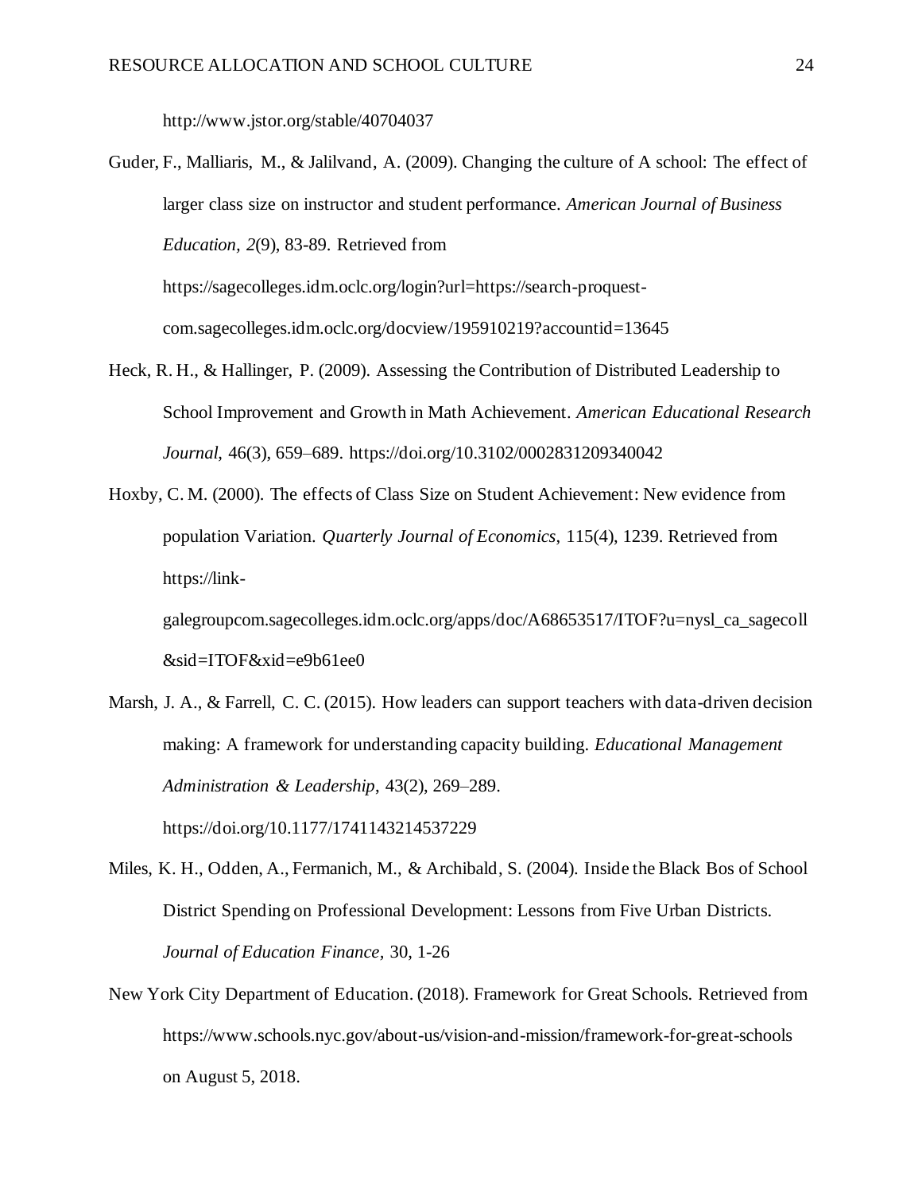http://www.jstor.org/stable/40704037

Guder, F., Malliaris, M., & Jalilvand, A. (2009). Changing the culture of A school: The effect of larger class size on instructor and student performance. *American Journal of Business Education, 2*(9), 83-89. Retrieved from https://sagecolleges.idm.oclc.org/login?url=https://search-proquest-com.sagecolleges.idm.oclc.org/docview/195910219?accountid=13645

Heck, R. H., & Hallinger, P. (2009). Assessing the Contribution of Distributed Leadership to School Improvement and Growth in Math Achievement. *American Educational Research Journal*, 46(3), 659–689. https://doi.org/10.3102/0002831209340042

Hoxby, C. M. (2000). The effects of Class Size on Student Achievement: New evidence from population Variation. *Quarterly Journal of Economics*, 115(4), 1239. Retrieved from https://link-galegroupcom.sagecolleges.idm.oclc.org/apps/doc/A68653517/ITOF?u=nysl_ca_sagecoll&sid=ITOF&xid=e9b61ee0

Marsh, J. A., & Farrell, C. C. (2015). How leaders can support teachers with data-driven decision making: A framework for understanding capacity building. *Educational Management Administration & Leadership*, 43(2), 269–289. https://doi.org/10.1177/1741143214537229

Miles, K. H., Odden, A., Fermanich, M., & Archibald, S. (2004). Inside the Black Bos of School District Spending on Professional Development: Lessons from Five Urban Districts. *Journal of Education Finance*, 30, 1-26

New York City Department of Education. (2018). Framework for Great Schools. Retrieved from https://www.schools.nyc.gov/about-us/vision-and-mission/framework-for-great-schools on August 5, 2018.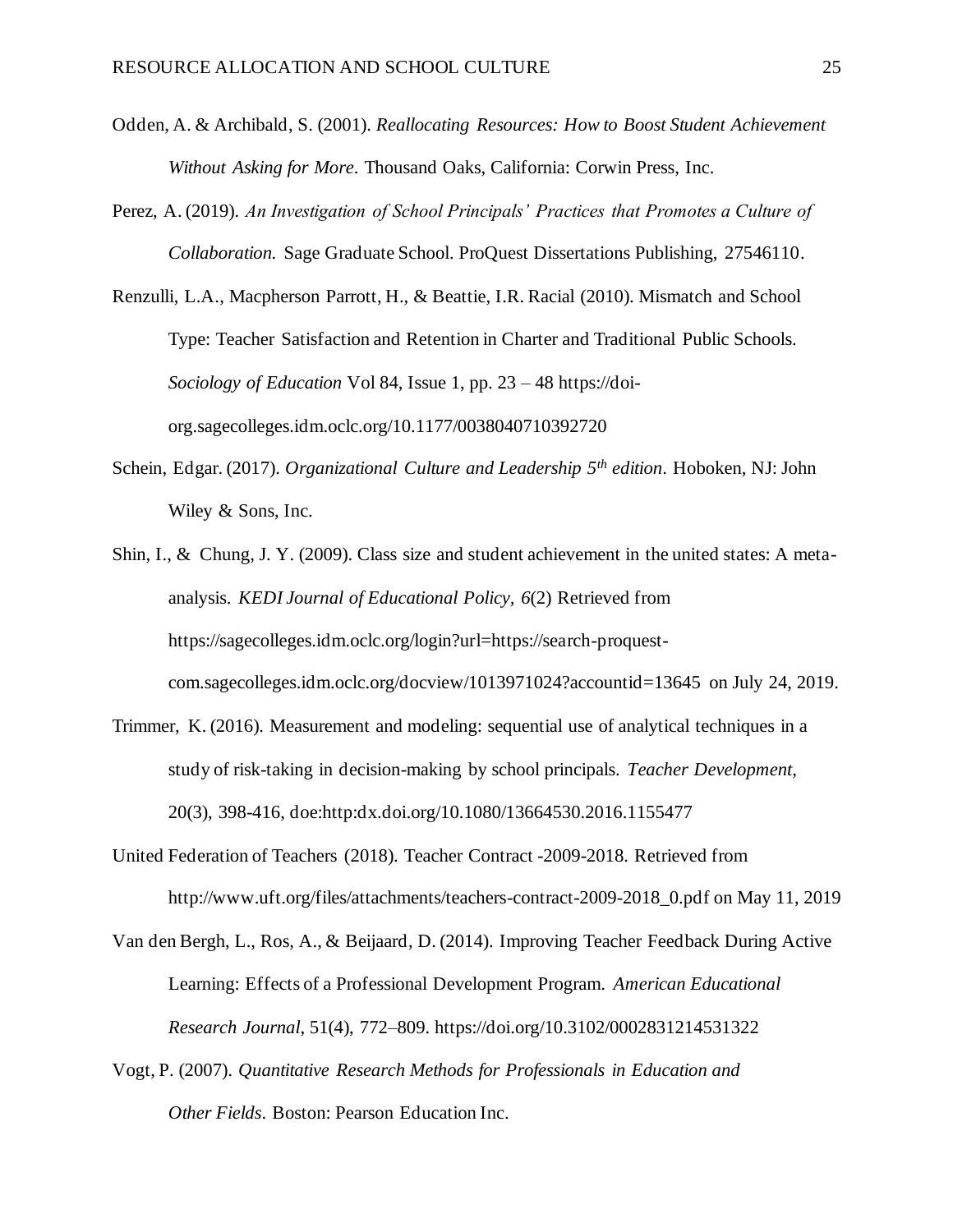Odden, A. & Archibald, S. (2001). *Reallocating Resources: How to Boost Student Achievement Without Asking for More*. Thousand Oaks, California: Corwin Press, Inc.

Perez, A. (2019). *An Investigation of School Principals' Practices that Promotes a Culture of Collaboration.* Sage Graduate School. ProQuest Dissertations Publishing, 27546110.

Renzulli, L.A., Macpherson Parrott, H., & Beattie, I.R. Racial (2010). Mismatch and School Type: Teacher Satisfaction and Retention in Charter and Traditional Public Schools. *Sociology of Education* Vol 84, Issue 1, pp. 23 – 48 https://doi-org.sagecolleges.idm.oclc.org/10.1177/0038040710392720

Schein, Edgar. (2017). *Organizational Culture and Leadership 5th edition*. Hoboken, NJ: John Wiley & Sons, Inc.

Shin, I., & Chung, J. Y. (2009). Class size and student achievement in the united states: A meta-analysis. *KEDI Journal of Educational Policy, 6*(2) Retrieved from https://sagecolleges.idm.oclc.org/login?url=https://search-proquest-com.sagecolleges.idm.oclc.org/docview/1013971024?accountid=13645 on July 24, 2019.

Trimmer, K. (2016). Measurement and modeling: sequential use of analytical techniques in a study of risk-taking in decision-making by school principals. *Teacher Development*, 20(3), 398-416, doe:http:dx.doi.org/10.1080/13664530.2016.1155477

United Federation of Teachers (2018). Teacher Contract -2009-2018. Retrieved from http://www.uft.org/files/attachments/teachers-contract-2009-2018_0.pdf on May 11, 2019

Van den Bergh, L., Ros, A., & Beijaard, D. (2014). Improving Teacher Feedback During Active Learning: Effects of a Professional Development Program. *American Educational Research Journal*, 51(4), 772–809. https://doi.org/10.3102/0002831214531322

Vogt, P. (2007). *Quantitative Research Methods for Professionals in Education and Other Fields*. Boston: Pearson Education Inc.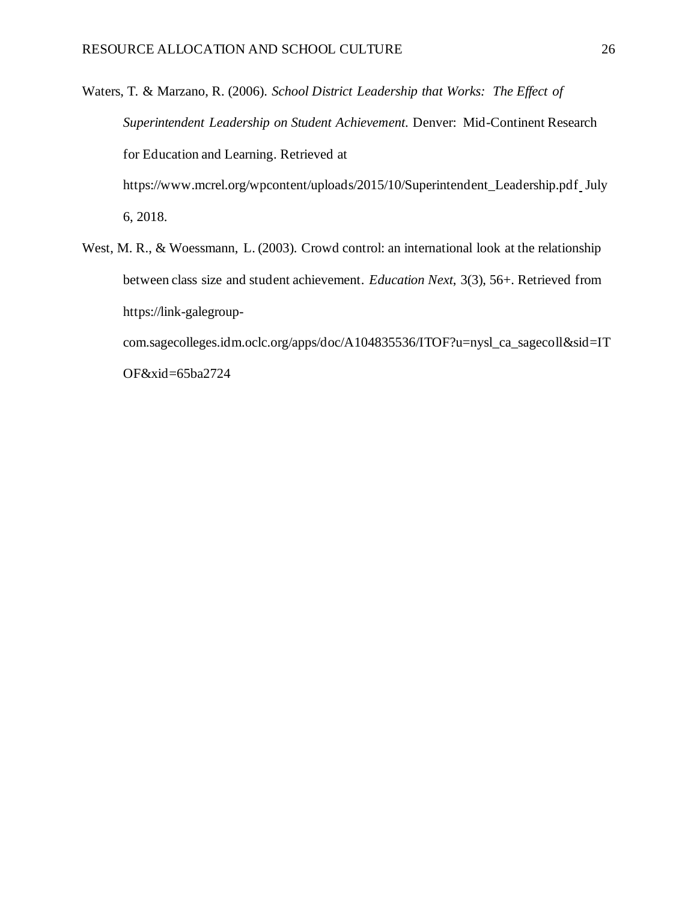Waters, T. & Marzano, R. (2006). *School District Leadership that Works: The Effect of Superintendent Leadership on Student Achievement*. Denver: Mid-Continent Research for Education and Learning. Retrieved at https://www.mcrel.org/wpcontent/uploads/2015/10/Superintendent_Leadership.pdf July 6, 2018.

West, M. R., & Woessmann, L. (2003). Crowd control: an international look at the relationship between class size and student achievement. *Education Next,* 3(3), 56+. Retrieved from https://link-galegroup-com.sagecolleges.idm.oclc.org/apps/doc/A104835536/ITOF?u=nysl_ca_sagecoll&sid=ITOF&xid=65ba2724